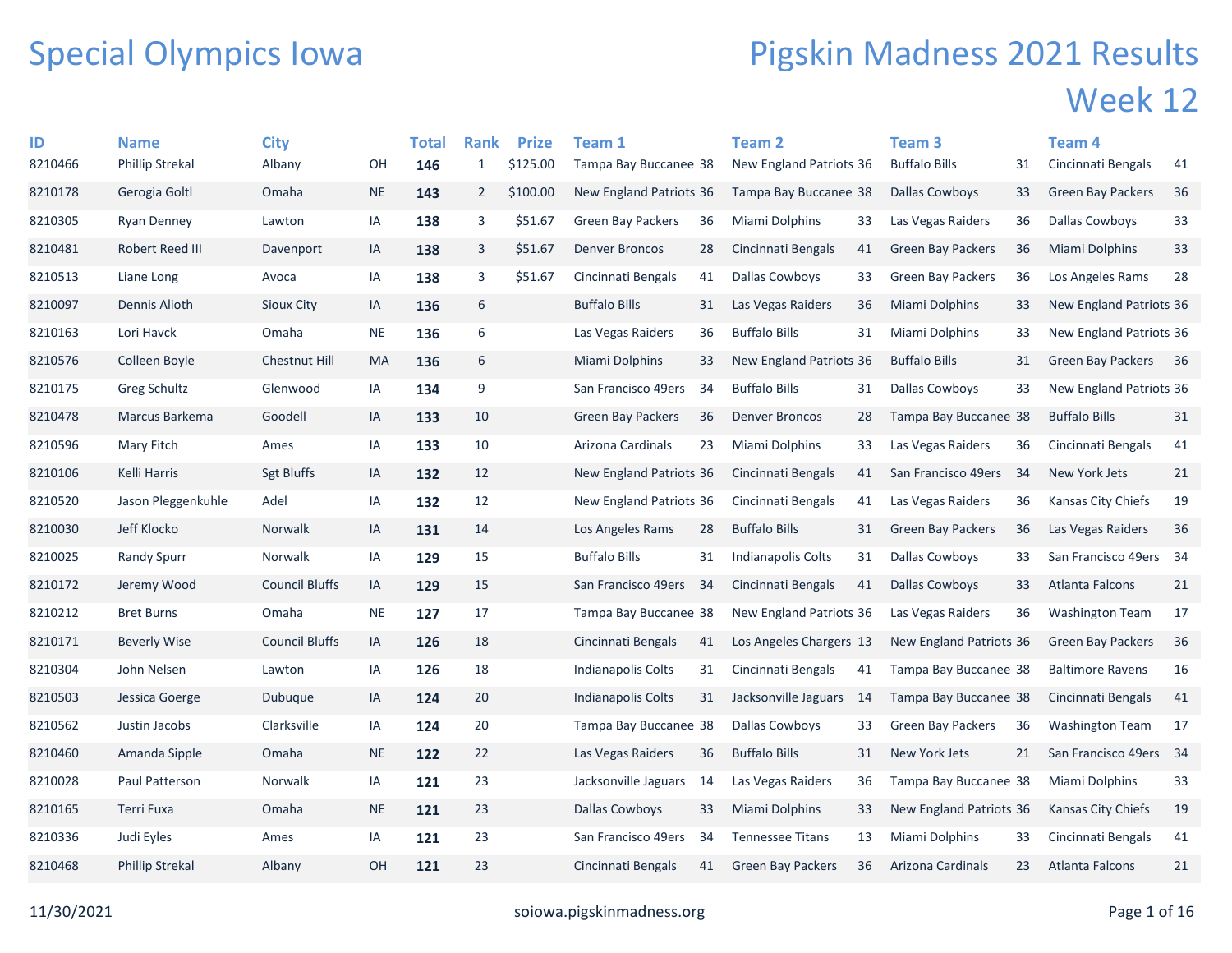# Special Olympics Iowa

# Pigskin Madness 2021 Results

## Week 12

| ID | Name | City | | Total | Rank | Prize | Team 1 | | Team 2 | | Team 3 | | Team 4 | |
|---|---|---|---|---|---|---|---|---|---|---|---|---|---|---|
| 8210466 | Phillip Strekal | Albany | OH | **146** | 1 | $125.00 | Tampa Bay Buccanee | 38 | New England Patriots | 36 | Buffalo Bills | 31 | Cincinnati Bengals | 41 |
| 8210178 | Gerogia Goltl | Omaha | NE | **143** | 2 | $100.00 | New England Patriots | 36 | Tampa Bay Buccanee | 38 | Dallas Cowboys | 33 | Green Bay Packers | 36 |
| 8210305 | Ryan Denney | Lawton | IA | **138** | 3 | $51.67 | Green Bay Packers | 36 | Miami Dolphins | 33 | Las Vegas Raiders | 36 | Dallas Cowboys | 33 |
| 8210481 | Robert Reed III | Davenport | IA | **138** | 3 | $51.67 | Denver Broncos | 28 | Cincinnati Bengals | 41 | Green Bay Packers | 36 | Miami Dolphins | 33 |
| 8210513 | Liane Long | Avoca | IA | **138** | 3 | $51.67 | Cincinnati Bengals | 41 | Dallas Cowboys | 33 | Green Bay Packers | 36 | Los Angeles Rams | 28 |
| 8210097 | Dennis Alioth | Sioux City | IA | **136** | 6 | | Buffalo Bills | 31 | Las Vegas Raiders | 36 | Miami Dolphins | 33 | New England Patriots | 36 |
| 8210163 | Lori Havck | Omaha | NE | **136** | 6 | | Las Vegas Raiders | 36 | Buffalo Bills | 31 | Miami Dolphins | 33 | New England Patriots | 36 |
| 8210576 | Colleen Boyle | Chestnut Hill | MA | **136** | 6 | | Miami Dolphins | 33 | New England Patriots | 36 | Buffalo Bills | 31 | Green Bay Packers | 36 |
| 8210175 | Greg Schultz | Glenwood | IA | **134** | 9 | | San Francisco 49ers | 34 | Buffalo Bills | 31 | Dallas Cowboys | 33 | New England Patriots | 36 |
| 8210478 | Marcus Barkema | Goodell | IA | **133** | 10 | | Green Bay Packers | 36 | Denver Broncos | 28 | Tampa Bay Buccanee | 38 | Buffalo Bills | 31 |
| 8210596 | Mary Fitch | Ames | IA | **133** | 10 | | Arizona Cardinals | 23 | Miami Dolphins | 33 | Las Vegas Raiders | 36 | Cincinnati Bengals | 41 |
| 8210106 | Kelli Harris | Sgt Bluffs | IA | **132** | 12 | | New England Patriots | 36 | Cincinnati Bengals | 41 | San Francisco 49ers | 34 | New York Jets | 21 |
| 8210520 | Jason Pleggenkuhle | Adel | IA | **132** | 12 | | New England Patriots | 36 | Cincinnati Bengals | 41 | Las Vegas Raiders | 36 | Kansas City Chiefs | 19 |
| 8210030 | Jeff Klocko | Norwalk | IA | **131** | 14 | | Los Angeles Rams | 28 | Buffalo Bills | 31 | Green Bay Packers | 36 | Las Vegas Raiders | 36 |
| 8210025 | Randy Spurr | Norwalk | IA | **129** | 15 | | Buffalo Bills | 31 | Indianapolis Colts | 31 | Dallas Cowboys | 33 | San Francisco 49ers | 34 |
| 8210172 | Jeremy Wood | Council Bluffs | IA | **129** | 15 | | San Francisco 49ers | 34 | Cincinnati Bengals | 41 | Dallas Cowboys | 33 | Atlanta Falcons | 21 |
| 8210212 | Bret Burns | Omaha | NE | **127** | 17 | | Tampa Bay Buccanee | 38 | New England Patriots | 36 | Las Vegas Raiders | 36 | Washington Team | 17 |
| 8210171 | Beverly Wise | Council Bluffs | IA | **126** | 18 | | Cincinnati Bengals | 41 | Los Angeles Chargers | 13 | New England Patriots | 36 | Green Bay Packers | 36 |
| 8210304 | John Nelsen | Lawton | IA | **126** | 18 | | Indianapolis Colts | 31 | Cincinnati Bengals | 41 | Tampa Bay Buccanee | 38 | Baltimore Ravens | 16 |
| 8210503 | Jessica Goerge | Dubuque | IA | **124** | 20 | | Indianapolis Colts | 31 | Jacksonville Jaguars | 14 | Tampa Bay Buccanee | 38 | Cincinnati Bengals | 41 |
| 8210562 | Justin Jacobs | Clarksville | IA | **124** | 20 | | Tampa Bay Buccanee | 38 | Dallas Cowboys | 33 | Green Bay Packers | 36 | Washington Team | 17 |
| 8210460 | Amanda Sipple | Omaha | NE | **122** | 22 | | Las Vegas Raiders | 36 | Buffalo Bills | 31 | New York Jets | 21 | San Francisco 49ers | 34 |
| 8210028 | Paul Patterson | Norwalk | IA | **121** | 23 | | Jacksonville Jaguars | 14 | Las Vegas Raiders | 36 | Tampa Bay Buccanee | 38 | Miami Dolphins | 33 |
| 8210165 | Terri Fuxa | Omaha | NE | **121** | 23 | | Dallas Cowboys | 33 | Miami Dolphins | 33 | New England Patriots | 36 | Kansas City Chiefs | 19 |
| 8210336 | Judi Eyles | Ames | IA | **121** | 23 | | San Francisco 49ers | 34 | Tennessee Titans | 13 | Miami Dolphins | 33 | Cincinnati Bengals | 41 |
| 8210468 | Phillip Strekal | Albany | OH | **121** | 23 | | Cincinnati Bengals | 41 | Green Bay Packers | 36 | Arizona Cardinals | 23 | Atlanta Falcons | 21 |

11/30/2021 soiowa.pigskinmadness.org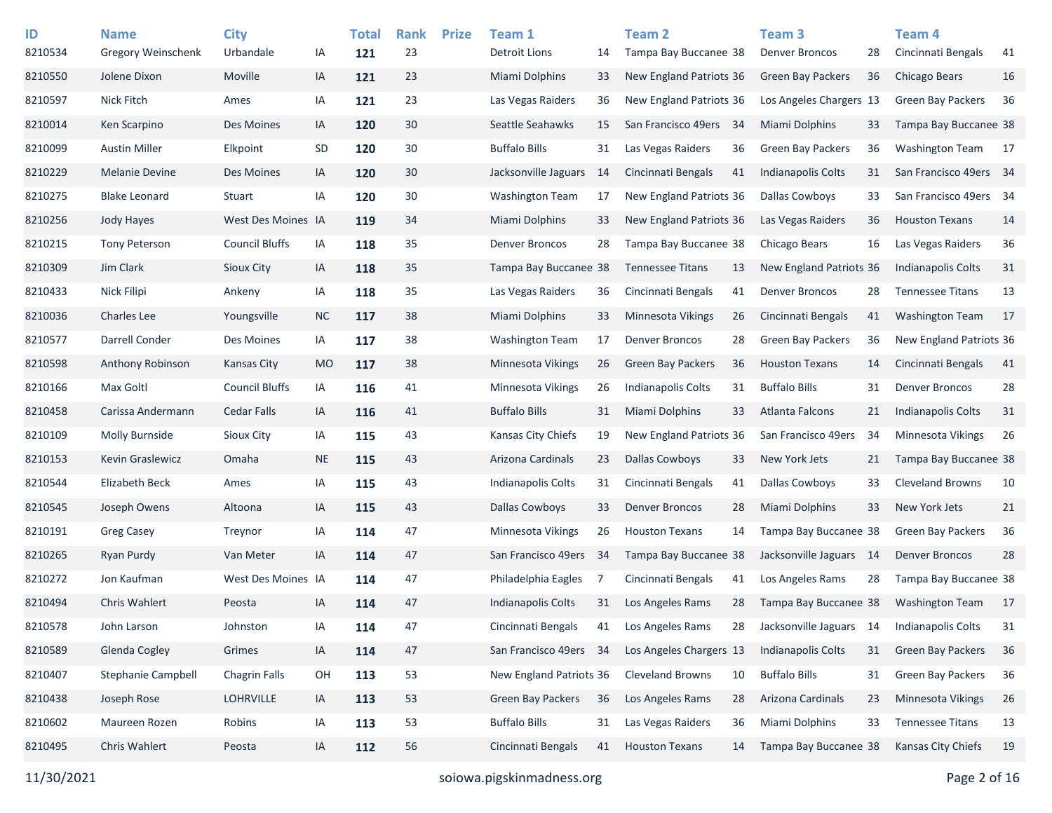| ID | Name | City | | Total | Rank | Prize | Team 1 | | Team 2 | | Team 3 | | Team 4 | |
|---|---|---|---|---|---|---|---|---|---|---|---|---|---|---|
| 8210534 | Gregory Weinschenk | Urbandale | IA | **121** | 23 | | Detroit Lions | 14 | Tampa Bay Buccanee | 38 | Denver Broncos | 28 | Cincinnati Bengals | 41 |
| 8210550 | Jolene Dixon | Moville | IA | **121** | 23 | | Miami Dolphins | 33 | New England Patriots | 36 | Green Bay Packers | 36 | Chicago Bears | 16 |
| 8210597 | Nick Fitch | Ames | IA | **121** | 23 | | Las Vegas Raiders | 36 | New England Patriots | 36 | Los Angeles Chargers | 13 | Green Bay Packers | 36 |
| 8210014 | Ken Scarpino | Des Moines | IA | **120** | 30 | | Seattle Seahawks | 15 | San Francisco 49ers | 34 | Miami Dolphins | 33 | Tampa Bay Buccanee | 38 |
| 8210099 | Austin Miller | Elkpoint | SD | **120** | 30 | | Buffalo Bills | 31 | Las Vegas Raiders | 36 | Green Bay Packers | 36 | Washington Team | 17 |
| 8210229 | Melanie Devine | Des Moines | IA | **120** | 30 | | Jacksonville Jaguars | 14 | Cincinnati Bengals | 41 | Indianapolis Colts | 31 | San Francisco 49ers | 34 |
| 8210275 | Blake Leonard | Stuart | IA | **120** | 30 | | Washington Team | 17 | New England Patriots | 36 | Dallas Cowboys | 33 | San Francisco 49ers | 34 |
| 8210256 | Jody Hayes | West Des Moines | IA | **119** | 34 | | Miami Dolphins | 33 | New England Patriots | 36 | Las Vegas Raiders | 36 | Houston Texans | 14 |
| 8210215 | Tony Peterson | Council Bluffs | IA | **118** | 35 | | Denver Broncos | 28 | Tampa Bay Buccanee | 38 | Chicago Bears | 16 | Las Vegas Raiders | 36 |
| 8210309 | Jim Clark | Sioux City | IA | **118** | 35 | | Tampa Bay Buccanee | 38 | Tennessee Titans | 13 | New England Patriots | 36 | Indianapolis Colts | 31 |
| 8210433 | Nick Filipi | Ankeny | IA | **118** | 35 | | Las Vegas Raiders | 36 | Cincinnati Bengals | 41 | Denver Broncos | 28 | Tennessee Titans | 13 |
| 8210036 | Charles Lee | Youngsville | NC | **117** | 38 | | Miami Dolphins | 33 | Minnesota Vikings | 26 | Cincinnati Bengals | 41 | Washington Team | 17 |
| 8210577 | Darrell Conder | Des Moines | IA | **117** | 38 | | Washington Team | 17 | Denver Broncos | 28 | Green Bay Packers | 36 | New England Patriots | 36 |
| 8210598 | Anthony Robinson | Kansas City | MO | **117** | 38 | | Minnesota Vikings | 26 | Green Bay Packers | 36 | Houston Texans | 14 | Cincinnati Bengals | 41 |
| 8210166 | Max Goltl | Council Bluffs | IA | **116** | 41 | | Minnesota Vikings | 26 | Indianapolis Colts | 31 | Buffalo Bills | 31 | Denver Broncos | 28 |
| 8210458 | Carissa Andermann | Cedar Falls | IA | **116** | 41 | | Buffalo Bills | 31 | Miami Dolphins | 33 | Atlanta Falcons | 21 | Indianapolis Colts | 31 |
| 8210109 | Molly Burnside | Sioux City | IA | **115** | 43 | | Kansas City Chiefs | 19 | New England Patriots | 36 | San Francisco 49ers | 34 | Minnesota Vikings | 26 |
| 8210153 | Kevin Graslewicz | Omaha | NE | **115** | 43 | | Arizona Cardinals | 23 | Dallas Cowboys | 33 | New York Jets | 21 | Tampa Bay Buccanee | 38 |
| 8210544 | Elizabeth Beck | Ames | IA | **115** | 43 | | Indianapolis Colts | 31 | Cincinnati Bengals | 41 | Dallas Cowboys | 33 | Cleveland Browns | 10 |
| 8210545 | Joseph Owens | Altoona | IA | **115** | 43 | | Dallas Cowboys | 33 | Denver Broncos | 28 | Miami Dolphins | 33 | New York Jets | 21 |
| 8210191 | Greg Casey | Treynor | IA | **114** | 47 | | Minnesota Vikings | 26 | Houston Texans | 14 | Tampa Bay Buccanee | 38 | Green Bay Packers | 36 |
| 8210265 | Ryan Purdy | Van Meter | IA | **114** | 47 | | San Francisco 49ers | 34 | Tampa Bay Buccanee | 38 | Jacksonville Jaguars | 14 | Denver Broncos | 28 |
| 8210272 | Jon Kaufman | West Des Moines | IA | **114** | 47 | | Philadelphia Eagles | 7 | Cincinnati Bengals | 41 | Los Angeles Rams | 28 | Tampa Bay Buccanee | 38 |
| 8210494 | Chris Wahlert | Peosta | IA | **114** | 47 | | Indianapolis Colts | 31 | Los Angeles Rams | 28 | Tampa Bay Buccanee | 38 | Washington Team | 17 |
| 8210578 | John Larson | Johnston | IA | **114** | 47 | | Cincinnati Bengals | 41 | Los Angeles Rams | 28 | Jacksonville Jaguars | 14 | Indianapolis Colts | 31 |
| 8210589 | Glenda Cogley | Grimes | IA | **114** | 47 | | San Francisco 49ers | 34 | Los Angeles Chargers | 13 | Indianapolis Colts | 31 | Green Bay Packers | 36 |
| 8210407 | Stephanie Campbell | Chagrin Falls | OH | **113** | 53 | | New England Patriots | 36 | Cleveland Browns | 10 | Buffalo Bills | 31 | Green Bay Packers | 36 |
| 8210438 | Joseph Rose | LOHRVILLE | IA | **113** | 53 | | Green Bay Packers | 36 | Los Angeles Rams | 28 | Arizona Cardinals | 23 | Minnesota Vikings | 26 |
| 8210602 | Maureen Rozen | Robins | IA | **113** | 53 | | Buffalo Bills | 31 | Las Vegas Raiders | 36 | Miami Dolphins | 33 | Tennessee Titans | 13 |
| 8210495 | Chris Wahlert | Peosta | IA | **112** | 56 | | Cincinnati Bengals | 41 | Houston Texans | 14 | Tampa Bay Buccanee | 38 | Kansas City Chiefs | 19 |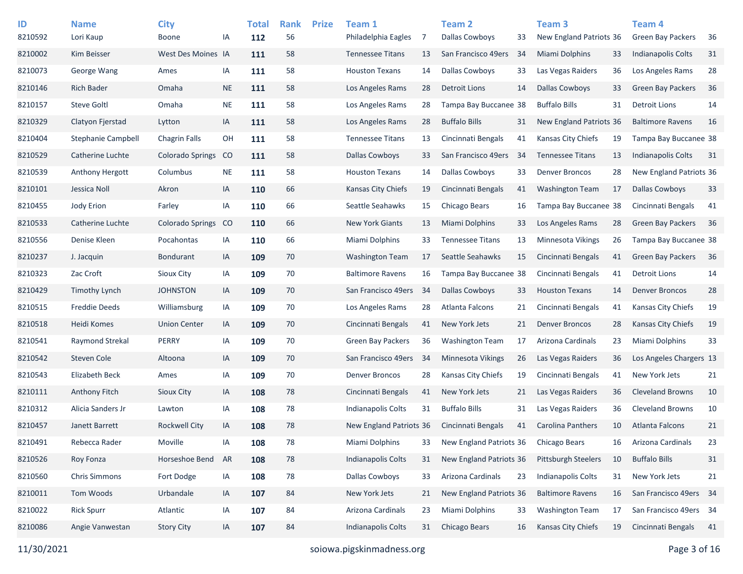| ID | Name | City | | Total | Rank | Prize | Team 1 | | Team 2 | | Team 3 | | Team 4 | |
|---|---|---|---|---|---|---|---|---|---|---|---|---|---|---|
| 8210592 | Lori Kaup | Boone | IA | **112** | 56 | | Philadelphia Eagles | 7 | Dallas Cowboys | 33 | New England Patriots | 36 | Green Bay Packers | 36 |
| 8210002 | Kim Beisser | West Des Moines | IA | **111** | 58 | | Tennessee Titans | 13 | San Francisco 49ers | 34 | Miami Dolphins | 33 | Indianapolis Colts | 31 |
| 8210073 | George Wang | Ames | IA | **111** | 58 | | Houston Texans | 14 | Dallas Cowboys | 33 | Las Vegas Raiders | 36 | Los Angeles Rams | 28 |
| 8210146 | Rich Bader | Omaha | NE | **111** | 58 | | Los Angeles Rams | 28 | Detroit Lions | 14 | Dallas Cowboys | 33 | Green Bay Packers | 36 |
| 8210157 | Steve Goltl | Omaha | NE | **111** | 58 | | Los Angeles Rams | 28 | Tampa Bay Buccanee | 38 | Buffalo Bills | 31 | Detroit Lions | 14 |
| 8210329 | Clatyon Fjerstad | Lytton | IA | **111** | 58 | | Los Angeles Rams | 28 | Buffalo Bills | 31 | New England Patriots | 36 | Baltimore Ravens | 16 |
| 8210404 | Stephanie Campbell | Chagrin Falls | OH | **111** | 58 | | Tennessee Titans | 13 | Cincinnati Bengals | 41 | Kansas City Chiefs | 19 | Tampa Bay Buccanee | 38 |
| 8210529 | Catherine Luchte | Colorado Springs | CO | **111** | 58 | | Dallas Cowboys | 33 | San Francisco 49ers | 34 | Tennessee Titans | 13 | Indianapolis Colts | 31 |
| 8210539 | Anthony Hergott | Columbus | NE | **111** | 58 | | Houston Texans | 14 | Dallas Cowboys | 33 | Denver Broncos | 28 | New England Patriots | 36 |
| 8210101 | Jessica Noll | Akron | IA | **110** | 66 | | Kansas City Chiefs | 19 | Cincinnati Bengals | 41 | Washington Team | 17 | Dallas Cowboys | 33 |
| 8210455 | Jody Erion | Farley | IA | **110** | 66 | | Seattle Seahawks | 15 | Chicago Bears | 16 | Tampa Bay Buccanee | 38 | Cincinnati Bengals | 41 |
| 8210533 | Catherine Luchte | Colorado Springs | CO | **110** | 66 | | New York Giants | 13 | Miami Dolphins | 33 | Los Angeles Rams | 28 | Green Bay Packers | 36 |
| 8210556 | Denise Kleen | Pocahontas | IA | **110** | 66 | | Miami Dolphins | 33 | Tennessee Titans | 13 | Minnesota Vikings | 26 | Tampa Bay Buccanee | 38 |
| 8210237 | J. Jacquin | Bondurant | IA | **109** | 70 | | Washington Team | 17 | Seattle Seahawks | 15 | Cincinnati Bengals | 41 | Green Bay Packers | 36 |
| 8210323 | Zac Croft | Sioux City | IA | **109** | 70 | | Baltimore Ravens | 16 | Tampa Bay Buccanee | 38 | Cincinnati Bengals | 41 | Detroit Lions | 14 |
| 8210429 | Timothy Lynch | JOHNSTON | IA | **109** | 70 | | San Francisco 49ers | 34 | Dallas Cowboys | 33 | Houston Texans | 14 | Denver Broncos | 28 |
| 8210515 | Freddie Deeds | Williamsburg | IA | **109** | 70 | | Los Angeles Rams | 28 | Atlanta Falcons | 21 | Cincinnati Bengals | 41 | Kansas City Chiefs | 19 |
| 8210518 | Heidi Komes | Union Center | IA | **109** | 70 | | Cincinnati Bengals | 41 | New York Jets | 21 | Denver Broncos | 28 | Kansas City Chiefs | 19 |
| 8210541 | Raymond Strekal | PERRY | IA | **109** | 70 | | Green Bay Packers | 36 | Washington Team | 17 | Arizona Cardinals | 23 | Miami Dolphins | 33 |
| 8210542 | Steven Cole | Altoona | IA | **109** | 70 | | San Francisco 49ers | 34 | Minnesota Vikings | 26 | Las Vegas Raiders | 36 | Los Angeles Chargers | 13 |
| 8210543 | Elizabeth Beck | Ames | IA | **109** | 70 | | Denver Broncos | 28 | Kansas City Chiefs | 19 | Cincinnati Bengals | 41 | New York Jets | 21 |
| 8210111 | Anthony Fitch | Sioux City | IA | **108** | 78 | | Cincinnati Bengals | 41 | New York Jets | 21 | Las Vegas Raiders | 36 | Cleveland Browns | 10 |
| 8210312 | Alicia Sanders Jr | Lawton | IA | **108** | 78 | | Indianapolis Colts | 31 | Buffalo Bills | 31 | Las Vegas Raiders | 36 | Cleveland Browns | 10 |
| 8210457 | Janett Barrett | Rockwell City | IA | **108** | 78 | | New England Patriots | 36 | Cincinnati Bengals | 41 | Carolina Panthers | 10 | Atlanta Falcons | 21 |
| 8210491 | Rebecca Rader | Moville | IA | **108** | 78 | | Miami Dolphins | 33 | New England Patriots | 36 | Chicago Bears | 16 | Arizona Cardinals | 23 |
| 8210526 | Roy Fonza | Horseshoe Bend | AR | **108** | 78 | | Indianapolis Colts | 31 | New England Patriots | 36 | Pittsburgh Steelers | 10 | Buffalo Bills | 31 |
| 8210560 | Chris Simmons | Fort Dodge | IA | **108** | 78 | | Dallas Cowboys | 33 | Arizona Cardinals | 23 | Indianapolis Colts | 31 | New York Jets | 21 |
| 8210011 | Tom Woods | Urbandale | IA | **107** | 84 | | New York Jets | 21 | New England Patriots | 36 | Baltimore Ravens | 16 | San Francisco 49ers | 34 |
| 8210022 | Rick Spurr | Atlantic | IA | **107** | 84 | | Arizona Cardinals | 23 | Miami Dolphins | 33 | Washington Team | 17 | San Francisco 49ers | 34 |
| 8210086 | Angie Vanwestan | Story City | IA | **107** | 84 | | Indianapolis Colts | 31 | Chicago Bears | 16 | Kansas City Chiefs | 19 | Cincinnati Bengals | 41 |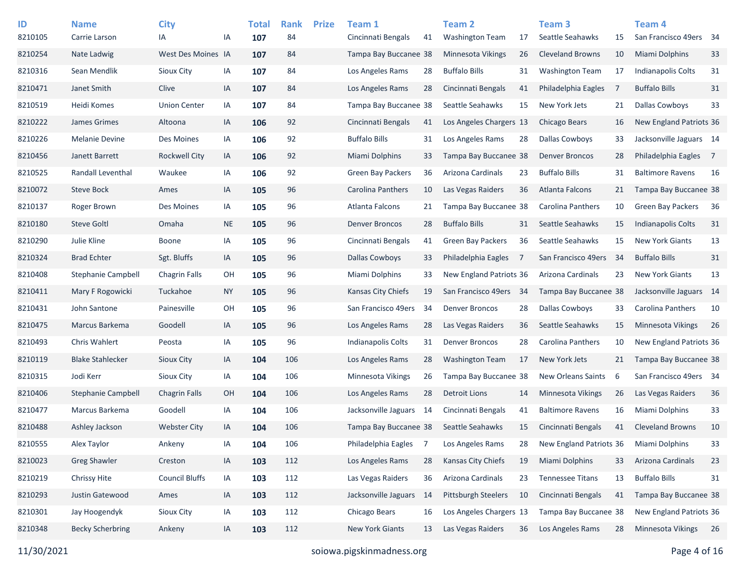| ID | Name | City | | Total | Rank | Prize | Team 1 | | Team 2 | | Team 3 | | Team 4 | |
|---|---|---|---|---|---|---|---|---|---|---|---|---|---|---|
| 8210105 | Carrie Larson | IA | IA | **107** | 84 | | Cincinnati Bengals | 41 | Washington Team | 17 | Seattle Seahawks | 15 | San Francisco 49ers | 34 |
| 8210254 | Nate Ladwig | West Des Moines | IA | **107** | 84 | | Tampa Bay Buccanee | 38 | Minnesota Vikings | 26 | Cleveland Browns | 10 | Miami Dolphins | 33 |
| 8210316 | Sean Mendlik | Sioux City | IA | **107** | 84 | | Los Angeles Rams | 28 | Buffalo Bills | 31 | Washington Team | 17 | Indianapolis Colts | 31 |
| 8210471 | Janet Smith | Clive | IA | **107** | 84 | | Los Angeles Rams | 28 | Cincinnati Bengals | 41 | Philadelphia Eagles | 7 | Buffalo Bills | 31 |
| 8210519 | Heidi Komes | Union Center | IA | **107** | 84 | | Tampa Bay Buccanee | 38 | Seattle Seahawks | 15 | New York Jets | 21 | Dallas Cowboys | 33 |
| 8210222 | James Grimes | Altoona | IA | **106** | 92 | | Cincinnati Bengals | 41 | Los Angeles Chargers | 13 | Chicago Bears | 16 | New England Patriots | 36 |
| 8210226 | Melanie Devine | Des Moines | IA | **106** | 92 | | Buffalo Bills | 31 | Los Angeles Rams | 28 | Dallas Cowboys | 33 | Jacksonville Jaguars | 14 |
| 8210456 | Janett Barrett | Rockwell City | IA | **106** | 92 | | Miami Dolphins | 33 | Tampa Bay Buccanee | 38 | Denver Broncos | 28 | Philadelphia Eagles | 7 |
| 8210525 | Randall Leventhal | Waukee | IA | **106** | 92 | | Green Bay Packers | 36 | Arizona Cardinals | 23 | Buffalo Bills | 31 | Baltimore Ravens | 16 |
| 8210072 | Steve Bock | Ames | IA | **105** | 96 | | Carolina Panthers | 10 | Las Vegas Raiders | 36 | Atlanta Falcons | 21 | Tampa Bay Buccanee | 38 |
| 8210137 | Roger Brown | Des Moines | IA | **105** | 96 | | Atlanta Falcons | 21 | Tampa Bay Buccanee | 38 | Carolina Panthers | 10 | Green Bay Packers | 36 |
| 8210180 | Steve Goltl | Omaha | NE | **105** | 96 | | Denver Broncos | 28 | Buffalo Bills | 31 | Seattle Seahawks | 15 | Indianapolis Colts | 31 |
| 8210290 | Julie Kline | Boone | IA | **105** | 96 | | Cincinnati Bengals | 41 | Green Bay Packers | 36 | Seattle Seahawks | 15 | New York Giants | 13 |
| 8210324 | Brad Echter | Sgt. Bluffs | IA | **105** | 96 | | Dallas Cowboys | 33 | Philadelphia Eagles | 7 | San Francisco 49ers | 34 | Buffalo Bills | 31 |
| 8210408 | Stephanie Campbell | Chagrin Falls | OH | **105** | 96 | | Miami Dolphins | 33 | New England Patriots | 36 | Arizona Cardinals | 23 | New York Giants | 13 |
| 8210411 | Mary F Rogowicki | Tuckahoe | NY | **105** | 96 | | Kansas City Chiefs | 19 | San Francisco 49ers | 34 | Tampa Bay Buccanee | 38 | Jacksonville Jaguars | 14 |
| 8210431 | John Santone | Painesville | OH | **105** | 96 | | San Francisco 49ers | 34 | Denver Broncos | 28 | Dallas Cowboys | 33 | Carolina Panthers | 10 |
| 8210475 | Marcus Barkema | Goodell | IA | **105** | 96 | | Los Angeles Rams | 28 | Las Vegas Raiders | 36 | Seattle Seahawks | 15 | Minnesota Vikings | 26 |
| 8210493 | Chris Wahlert | Peosta | IA | **105** | 96 | | Indianapolis Colts | 31 | Denver Broncos | 28 | Carolina Panthers | 10 | New England Patriots | 36 |
| 8210119 | Blake Stahlecker | Sioux City | IA | **104** | 106 | | Los Angeles Rams | 28 | Washington Team | 17 | New York Jets | 21 | Tampa Bay Buccanee | 38 |
| 8210315 | Jodi Kerr | Sioux City | IA | **104** | 106 | | Minnesota Vikings | 26 | Tampa Bay Buccanee | 38 | New Orleans Saints | 6 | San Francisco 49ers | 34 |
| 8210406 | Stephanie Campbell | Chagrin Falls | OH | **104** | 106 | | Los Angeles Rams | 28 | Detroit Lions | 14 | Minnesota Vikings | 26 | Las Vegas Raiders | 36 |
| 8210477 | Marcus Barkema | Goodell | IA | **104** | 106 | | Jacksonville Jaguars | 14 | Cincinnati Bengals | 41 | Baltimore Ravens | 16 | Miami Dolphins | 33 |
| 8210488 | Ashley Jackson | Webster City | IA | **104** | 106 | | Tampa Bay Buccanee | 38 | Seattle Seahawks | 15 | Cincinnati Bengals | 41 | Cleveland Browns | 10 |
| 8210555 | Alex Taylor | Ankeny | IA | **104** | 106 | | Philadelphia Eagles | 7 | Los Angeles Rams | 28 | New England Patriots | 36 | Miami Dolphins | 33 |
| 8210023 | Greg Shawler | Creston | IA | **103** | 112 | | Los Angeles Rams | 28 | Kansas City Chiefs | 19 | Miami Dolphins | 33 | Arizona Cardinals | 23 |
| 8210219 | Chrissy Hite | Council Bluffs | IA | **103** | 112 | | Las Vegas Raiders | 36 | Arizona Cardinals | 23 | Tennessee Titans | 13 | Buffalo Bills | 31 |
| 8210293 | Justin Gatewood | Ames | IA | **103** | 112 | | Jacksonville Jaguars | 14 | Pittsburgh Steelers | 10 | Cincinnati Bengals | 41 | Tampa Bay Buccanee | 38 |
| 8210301 | Jay Hoogendyk | Sioux City | IA | **103** | 112 | | Chicago Bears | 16 | Los Angeles Chargers | 13 | Tampa Bay Buccanee | 38 | New England Patriots | 36 |
| 8210348 | Becky Scherbring | Ankeny | IA | **103** | 112 | | New York Giants | 13 | Las Vegas Raiders | 36 | Los Angeles Rams | 28 | Minnesota Vikings | 26 |

11/30/2021 soiowa.pigskinmadness.org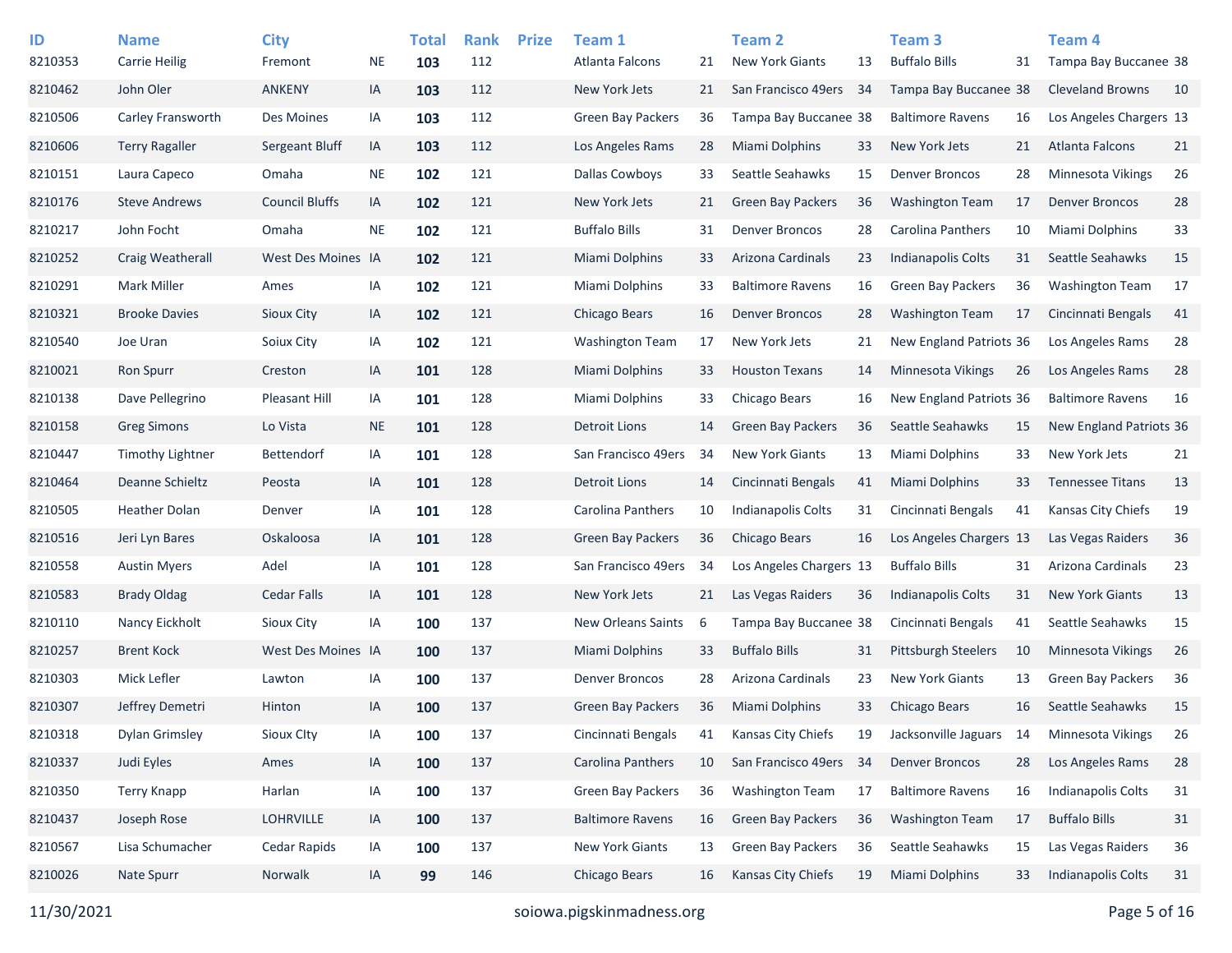| ID | Name | City | | Total | Rank | Prize | Team 1 | | Team 2 | | Team 3 | | Team 4 | |
|---|---|---|---|---|---|---|---|---|---|---|---|---|---|---|
| 8210353 | Carrie Heilig | Fremont | NE | **103** | 112 | | Atlanta Falcons | 21 | New York Giants | 13 | Buffalo Bills | 31 | Tampa Bay Buccanee | 38 |
| 8210462 | John Oler | ANKENY | IA | **103** | 112 | | New York Jets | 21 | San Francisco 49ers | 34 | Tampa Bay Buccanee | 38 | Cleveland Browns | 10 |
| 8210506 | Carley Fransworth | Des Moines | IA | **103** | 112 | | Green Bay Packers | 36 | Tampa Bay Buccanee | 38 | Baltimore Ravens | 16 | Los Angeles Chargers | 13 |
| 8210606 | Terry Ragaller | Sergeant Bluff | IA | **103** | 112 | | Los Angeles Rams | 28 | Miami Dolphins | 33 | New York Jets | 21 | Atlanta Falcons | 21 |
| 8210151 | Laura Capeco | Omaha | NE | **102** | 121 | | Dallas Cowboys | 33 | Seattle Seahawks | 15 | Denver Broncos | 28 | Minnesota Vikings | 26 |
| 8210176 | Steve Andrews | Council Bluffs | IA | **102** | 121 | | New York Jets | 21 | Green Bay Packers | 36 | Washington Team | 17 | Denver Broncos | 28 |
| 8210217 | John Focht | Omaha | NE | **102** | 121 | | Buffalo Bills | 31 | Denver Broncos | 28 | Carolina Panthers | 10 | Miami Dolphins | 33 |
| 8210252 | Craig Weatherall | West Des Moines | IA | **102** | 121 | | Miami Dolphins | 33 | Arizona Cardinals | 23 | Indianapolis Colts | 31 | Seattle Seahawks | 15 |
| 8210291 | Mark Miller | Ames | IA | **102** | 121 | | Miami Dolphins | 33 | Baltimore Ravens | 16 | Green Bay Packers | 36 | Washington Team | 17 |
| 8210321 | Brooke Davies | Sioux City | IA | **102** | 121 | | Chicago Bears | 16 | Denver Broncos | 28 | Washington Team | 17 | Cincinnati Bengals | 41 |
| 8210540 | Joe Uran | Soiux City | IA | **102** | 121 | | Washington Team | 17 | New York Jets | 21 | New England Patriots | 36 | Los Angeles Rams | 28 |
| 8210021 | Ron Spurr | Creston | IA | **101** | 128 | | Miami Dolphins | 33 | Houston Texans | 14 | Minnesota Vikings | 26 | Los Angeles Rams | 28 |
| 8210138 | Dave Pellegrino | Pleasant Hill | IA | **101** | 128 | | Miami Dolphins | 33 | Chicago Bears | 16 | New England Patriots | 36 | Baltimore Ravens | 16 |
| 8210158 | Greg Simons | Lo Vista | NE | **101** | 128 | | Detroit Lions | 14 | Green Bay Packers | 36 | Seattle Seahawks | 15 | New England Patriots | 36 |
| 8210447 | Timothy Lightner | Bettendorf | IA | **101** | 128 | | San Francisco 49ers | 34 | New York Giants | 13 | Miami Dolphins | 33 | New York Jets | 21 |
| 8210464 | Deanne Schieltz | Peosta | IA | **101** | 128 | | Detroit Lions | 14 | Cincinnati Bengals | 41 | Miami Dolphins | 33 | Tennessee Titans | 13 |
| 8210505 | Heather Dolan | Denver | IA | **101** | 128 | | Carolina Panthers | 10 | Indianapolis Colts | 31 | Cincinnati Bengals | 41 | Kansas City Chiefs | 19 |
| 8210516 | Jeri Lyn Bares | Oskaloosa | IA | **101** | 128 | | Green Bay Packers | 36 | Chicago Bears | 16 | Los Angeles Chargers | 13 | Las Vegas Raiders | 36 |
| 8210558 | Austin Myers | Adel | IA | **101** | 128 | | San Francisco 49ers | 34 | Los Angeles Chargers | 13 | Buffalo Bills | 31 | Arizona Cardinals | 23 |
| 8210583 | Brady Oldag | Cedar Falls | IA | **101** | 128 | | New York Jets | 21 | Las Vegas Raiders | 36 | Indianapolis Colts | 31 | New York Giants | 13 |
| 8210110 | Nancy Eickholt | Sioux City | IA | **100** | 137 | | New Orleans Saints | 6 | Tampa Bay Buccanee | 38 | Cincinnati Bengals | 41 | Seattle Seahawks | 15 |
| 8210257 | Brent Kock | West Des Moines | IA | **100** | 137 | | Miami Dolphins | 33 | Buffalo Bills | 31 | Pittsburgh Steelers | 10 | Minnesota Vikings | 26 |
| 8210303 | Mick Lefler | Lawton | IA | **100** | 137 | | Denver Broncos | 28 | Arizona Cardinals | 23 | New York Giants | 13 | Green Bay Packers | 36 |
| 8210307 | Jeffrey Demetri | Hinton | IA | **100** | 137 | | Green Bay Packers | 36 | Miami Dolphins | 33 | Chicago Bears | 16 | Seattle Seahawks | 15 |
| 8210318 | Dylan Grimsley | Sioux CIty | IA | **100** | 137 | | Cincinnati Bengals | 41 | Kansas City Chiefs | 19 | Jacksonville Jaguars | 14 | Minnesota Vikings | 26 |
| 8210337 | Judi Eyles | Ames | IA | **100** | 137 | | Carolina Panthers | 10 | San Francisco 49ers | 34 | Denver Broncos | 28 | Los Angeles Rams | 28 |
| 8210350 | Terry Knapp | Harlan | IA | **100** | 137 | | Green Bay Packers | 36 | Washington Team | 17 | Baltimore Ravens | 16 | Indianapolis Colts | 31 |
| 8210437 | Joseph Rose | LOHRVILLE | IA | **100** | 137 | | Baltimore Ravens | 16 | Green Bay Packers | 36 | Washington Team | 17 | Buffalo Bills | 31 |
| 8210567 | Lisa Schumacher | Cedar Rapids | IA | **100** | 137 | | New York Giants | 13 | Green Bay Packers | 36 | Seattle Seahawks | 15 | Las Vegas Raiders | 36 |
| 8210026 | Nate Spurr | Norwalk | IA | **99** | 146 | | Chicago Bears | 16 | Kansas City Chiefs | 19 | Miami Dolphins | 33 | Indianapolis Colts | 31 |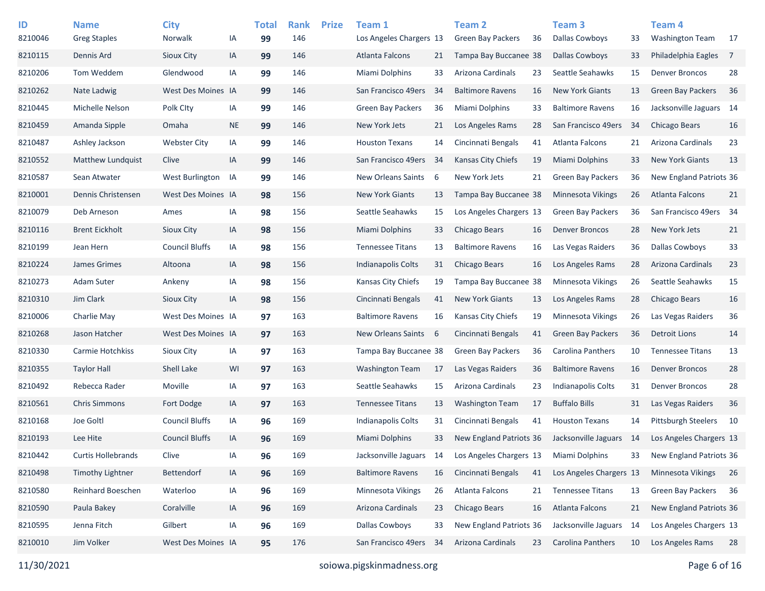| ID | Name | City | | Total | Rank | Prize | Team 1 | | Team 2 | | Team 3 | | Team 4 | |
|---|---|---|---|---|---|---|---|---|---|---|---|---|---|---|
| 8210046 | Greg Staples | Norwalk | IA | **99** | 146 | | Los Angeles Chargers | 13 | Green Bay Packers | 36 | Dallas Cowboys | 33 | Washington Team | 17 |
| 8210115 | Dennis Ard | Sioux City | IA | **99** | 146 | | Atlanta Falcons | 21 | Tampa Bay Buccanee | 38 | Dallas Cowboys | 33 | Philadelphia Eagles | 7 |
| 8210206 | Tom Weddem | Glendwood | IA | **99** | 146 | | Miami Dolphins | 33 | Arizona Cardinals | 23 | Seattle Seahawks | 15 | Denver Broncos | 28 |
| 8210262 | Nate Ladwig | West Des Moines | IA | **99** | 146 | | San Francisco 49ers | 34 | Baltimore Ravens | 16 | New York Giants | 13 | Green Bay Packers | 36 |
| 8210445 | Michelle Nelson | Polk CIty | IA | **99** | 146 | | Green Bay Packers | 36 | Miami Dolphins | 33 | Baltimore Ravens | 16 | Jacksonville Jaguars | 14 |
| 8210459 | Amanda Sipple | Omaha | NE | **99** | 146 | | New York Jets | 21 | Los Angeles Rams | 28 | San Francisco 49ers | 34 | Chicago Bears | 16 |
| 8210487 | Ashley Jackson | Webster City | IA | **99** | 146 | | Houston Texans | 14 | Cincinnati Bengals | 41 | Atlanta Falcons | 21 | Arizona Cardinals | 23 |
| 8210552 | Matthew Lundquist | Clive | IA | **99** | 146 | | San Francisco 49ers | 34 | Kansas City Chiefs | 19 | Miami Dolphins | 33 | New York Giants | 13 |
| 8210587 | Sean Atwater | West Burlington | IA | **99** | 146 | | New Orleans Saints | 6 | New York Jets | 21 | Green Bay Packers | 36 | New England Patriots | 36 |
| 8210001 | Dennis Christensen | West Des Moines | IA | **98** | 156 | | New York Giants | 13 | Tampa Bay Buccanee | 38 | Minnesota Vikings | 26 | Atlanta Falcons | 21 |
| 8210079 | Deb Arneson | Ames | IA | **98** | 156 | | Seattle Seahawks | 15 | Los Angeles Chargers | 13 | Green Bay Packers | 36 | San Francisco 49ers | 34 |
| 8210116 | Brent Eickholt | Sioux City | IA | **98** | 156 | | Miami Dolphins | 33 | Chicago Bears | 16 | Denver Broncos | 28 | New York Jets | 21 |
| 8210199 | Jean Hern | Council Bluffs | IA | **98** | 156 | | Tennessee Titans | 13 | Baltimore Ravens | 16 | Las Vegas Raiders | 36 | Dallas Cowboys | 33 |
| 8210224 | James Grimes | Altoona | IA | **98** | 156 | | Indianapolis Colts | 31 | Chicago Bears | 16 | Los Angeles Rams | 28 | Arizona Cardinals | 23 |
| 8210273 | Adam Suter | Ankeny | IA | **98** | 156 | | Kansas City Chiefs | 19 | Tampa Bay Buccanee | 38 | Minnesota Vikings | 26 | Seattle Seahawks | 15 |
| 8210310 | Jim Clark | Sioux City | IA | **98** | 156 | | Cincinnati Bengals | 41 | New York Giants | 13 | Los Angeles Rams | 28 | Chicago Bears | 16 |
| 8210006 | Charlie May | West Des Moines | IA | **97** | 163 | | Baltimore Ravens | 16 | Kansas City Chiefs | 19 | Minnesota Vikings | 26 | Las Vegas Raiders | 36 |
| 8210268 | Jason Hatcher | West Des Moines | IA | **97** | 163 | | New Orleans Saints | 6 | Cincinnati Bengals | 41 | Green Bay Packers | 36 | Detroit Lions | 14 |
| 8210330 | Carmie Hotchkiss | Sioux City | IA | **97** | 163 | | Tampa Bay Buccanee | 38 | Green Bay Packers | 36 | Carolina Panthers | 10 | Tennessee Titans | 13 |
| 8210355 | Taylor Hall | Shell Lake | WI | **97** | 163 | | Washington Team | 17 | Las Vegas Raiders | 36 | Baltimore Ravens | 16 | Denver Broncos | 28 |
| 8210492 | Rebecca Rader | Moville | IA | **97** | 163 | | Seattle Seahawks | 15 | Arizona Cardinals | 23 | Indianapolis Colts | 31 | Denver Broncos | 28 |
| 8210561 | Chris Simmons | Fort Dodge | IA | **97** | 163 | | Tennessee Titans | 13 | Washington Team | 17 | Buffalo Bills | 31 | Las Vegas Raiders | 36 |
| 8210168 | Joe Goltl | Council Bluffs | IA | **96** | 169 | | Indianapolis Colts | 31 | Cincinnati Bengals | 41 | Houston Texans | 14 | Pittsburgh Steelers | 10 |
| 8210193 | Lee Hite | Council Bluffs | IA | **96** | 169 | | Miami Dolphins | 33 | New England Patriots | 36 | Jacksonville Jaguars | 14 | Los Angeles Chargers | 13 |
| 8210442 | Curtis Hollebrands | Clive | IA | **96** | 169 | | Jacksonville Jaguars | 14 | Los Angeles Chargers | 13 | Miami Dolphins | 33 | New England Patriots | 36 |
| 8210498 | Timothy Lightner | Bettendorf | IA | **96** | 169 | | Baltimore Ravens | 16 | Cincinnati Bengals | 41 | Los Angeles Chargers | 13 | Minnesota Vikings | 26 |
| 8210580 | Reinhard Boeschen | Waterloo | IA | **96** | 169 | | Minnesota Vikings | 26 | Atlanta Falcons | 21 | Tennessee Titans | 13 | Green Bay Packers | 36 |
| 8210590 | Paula Bakey | Coralville | IA | **96** | 169 | | Arizona Cardinals | 23 | Chicago Bears | 16 | Atlanta Falcons | 21 | New England Patriots | 36 |
| 8210595 | Jenna Fitch | Gilbert | IA | **96** | 169 | | Dallas Cowboys | 33 | New England Patriots | 36 | Jacksonville Jaguars | 14 | Los Angeles Chargers | 13 |
| 8210010 | Jim Volker | West Des Moines | IA | **95** | 176 | | San Francisco 49ers | 34 | Arizona Cardinals | 23 | Carolina Panthers | 10 | Los Angeles Rams | 28 |

11/30/2021 soiowa.pigskinmadness.org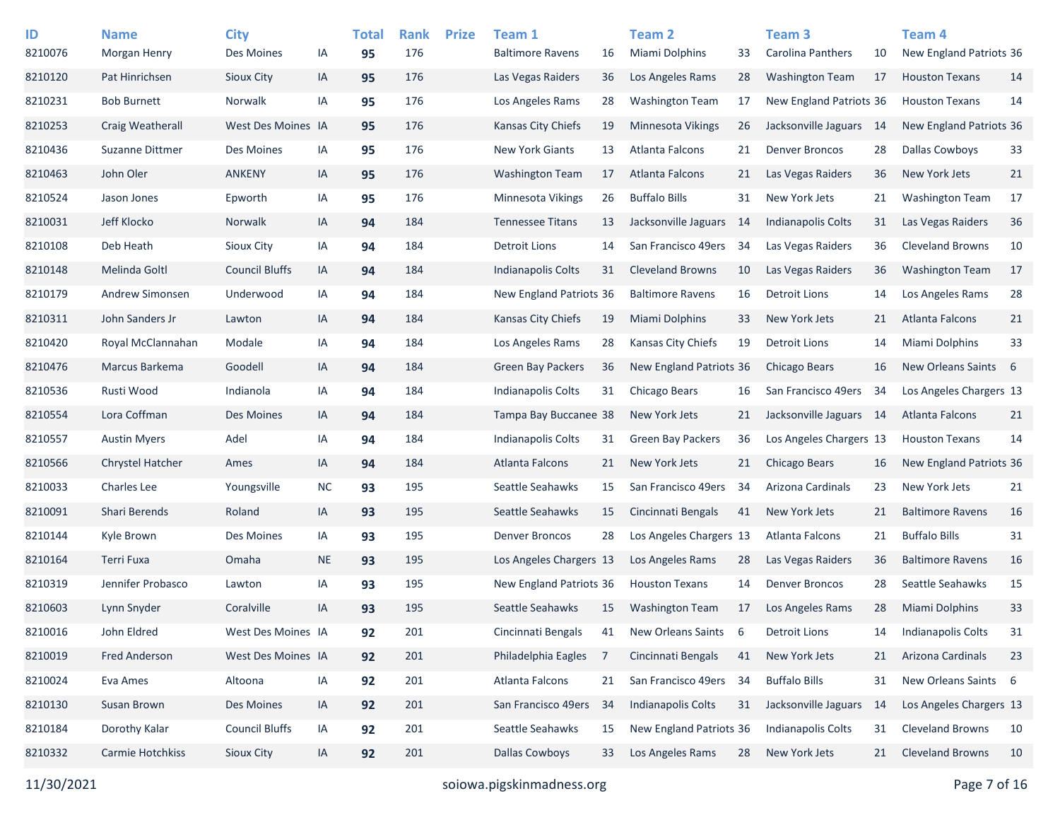| ID | Name | City | | Total | Rank | Prize | Team 1 | | Team 2 | | Team 3 | | Team 4 | |
|---|---|---|---|---|---|---|---|---|---|---|---|---|---|---|
| 8210076 | Morgan Henry | Des Moines | IA | **95** | 176 | | Baltimore Ravens | 16 | Miami Dolphins | 33 | Carolina Panthers | 10 | New England Patriots | 36 |
| 8210120 | Pat Hinrichsen | Sioux City | IA | **95** | 176 | | Las Vegas Raiders | 36 | Los Angeles Rams | 28 | Washington Team | 17 | Houston Texans | 14 |
| 8210231 | Bob Burnett | Norwalk | IA | **95** | 176 | | Los Angeles Rams | 28 | Washington Team | 17 | New England Patriots | 36 | Houston Texans | 14 |
| 8210253 | Craig Weatherall | West Des Moines | IA | **95** | 176 | | Kansas City Chiefs | 19 | Minnesota Vikings | 26 | Jacksonville Jaguars | 14 | New England Patriots | 36 |
| 8210436 | Suzanne Dittmer | Des Moines | IA | **95** | 176 | | New York Giants | 13 | Atlanta Falcons | 21 | Denver Broncos | 28 | Dallas Cowboys | 33 |
| 8210463 | John Oler | ANKENY | IA | **95** | 176 | | Washington Team | 17 | Atlanta Falcons | 21 | Las Vegas Raiders | 36 | New York Jets | 21 |
| 8210524 | Jason Jones | Epworth | IA | **95** | 176 | | Minnesota Vikings | 26 | Buffalo Bills | 31 | New York Jets | 21 | Washington Team | 17 |
| 8210031 | Jeff Klocko | Norwalk | IA | **94** | 184 | | Tennessee Titans | 13 | Jacksonville Jaguars | 14 | Indianapolis Colts | 31 | Las Vegas Raiders | 36 |
| 8210108 | Deb Heath | Sioux City | IA | **94** | 184 | | Detroit Lions | 14 | San Francisco 49ers | 34 | Las Vegas Raiders | 36 | Cleveland Browns | 10 |
| 8210148 | Melinda Goltl | Council Bluffs | IA | **94** | 184 | | Indianapolis Colts | 31 | Cleveland Browns | 10 | Las Vegas Raiders | 36 | Washington Team | 17 |
| 8210179 | Andrew Simonsen | Underwood | IA | **94** | 184 | | New England Patriots | 36 | Baltimore Ravens | 16 | Detroit Lions | 14 | Los Angeles Rams | 28 |
| 8210311 | John Sanders Jr | Lawton | IA | **94** | 184 | | Kansas City Chiefs | 19 | Miami Dolphins | 33 | New York Jets | 21 | Atlanta Falcons | 21 |
| 8210420 | Royal McClannahan | Modale | IA | **94** | 184 | | Los Angeles Rams | 28 | Kansas City Chiefs | 19 | Detroit Lions | 14 | Miami Dolphins | 33 |
| 8210476 | Marcus Barkema | Goodell | IA | **94** | 184 | | Green Bay Packers | 36 | New England Patriots | 36 | Chicago Bears | 16 | New Orleans Saints | 6 |
| 8210536 | Rusti Wood | Indianola | IA | **94** | 184 | | Indianapolis Colts | 31 | Chicago Bears | 16 | San Francisco 49ers | 34 | Los Angeles Chargers | 13 |
| 8210554 | Lora Coffman | Des Moines | IA | **94** | 184 | | Tampa Bay Buccanee | 38 | New York Jets | 21 | Jacksonville Jaguars | 14 | Atlanta Falcons | 21 |
| 8210557 | Austin Myers | Adel | IA | **94** | 184 | | Indianapolis Colts | 31 | Green Bay Packers | 36 | Los Angeles Chargers | 13 | Houston Texans | 14 |
| 8210566 | Chrystel Hatcher | Ames | IA | **94** | 184 | | Atlanta Falcons | 21 | New York Jets | 21 | Chicago Bears | 16 | New England Patriots | 36 |
| 8210033 | Charles Lee | Youngsville | NC | **93** | 195 | | Seattle Seahawks | 15 | San Francisco 49ers | 34 | Arizona Cardinals | 23 | New York Jets | 21 |
| 8210091 | Shari Berends | Roland | IA | **93** | 195 | | Seattle Seahawks | 15 | Cincinnati Bengals | 41 | New York Jets | 21 | Baltimore Ravens | 16 |
| 8210144 | Kyle Brown | Des Moines | IA | **93** | 195 | | Denver Broncos | 28 | Los Angeles Chargers | 13 | Atlanta Falcons | 21 | Buffalo Bills | 31 |
| 8210164 | Terri Fuxa | Omaha | NE | **93** | 195 | | Los Angeles Chargers | 13 | Los Angeles Rams | 28 | Las Vegas Raiders | 36 | Baltimore Ravens | 16 |
| 8210319 | Jennifer Probasco | Lawton | IA | **93** | 195 | | New England Patriots | 36 | Houston Texans | 14 | Denver Broncos | 28 | Seattle Seahawks | 15 |
| 8210603 | Lynn Snyder | Coralville | IA | **93** | 195 | | Seattle Seahawks | 15 | Washington Team | 17 | Los Angeles Rams | 28 | Miami Dolphins | 33 |
| 8210016 | John Eldred | West Des Moines | IA | **92** | 201 | | Cincinnati Bengals | 41 | New Orleans Saints | 6 | Detroit Lions | 14 | Indianapolis Colts | 31 |
| 8210019 | Fred Anderson | West Des Moines | IA | **92** | 201 | | Philadelphia Eagles | 7 | Cincinnati Bengals | 41 | New York Jets | 21 | Arizona Cardinals | 23 |
| 8210024 | Eva Ames | Altoona | IA | **92** | 201 | | Atlanta Falcons | 21 | San Francisco 49ers | 34 | Buffalo Bills | 31 | New Orleans Saints | 6 |
| 8210130 | Susan Brown | Des Moines | IA | **92** | 201 | | San Francisco 49ers | 34 | Indianapolis Colts | 31 | Jacksonville Jaguars | 14 | Los Angeles Chargers | 13 |
| 8210184 | Dorothy Kalar | Council Bluffs | IA | **92** | 201 | | Seattle Seahawks | 15 | New England Patriots | 36 | Indianapolis Colts | 31 | Cleveland Browns | 10 |
| 8210332 | Carmie Hotchkiss | Sioux City | IA | **92** | 201 | | Dallas Cowboys | 33 | Los Angeles Rams | 28 | New York Jets | 21 | Cleveland Browns | 10 |

11/30/2021 soiowa.pigskinmadness.org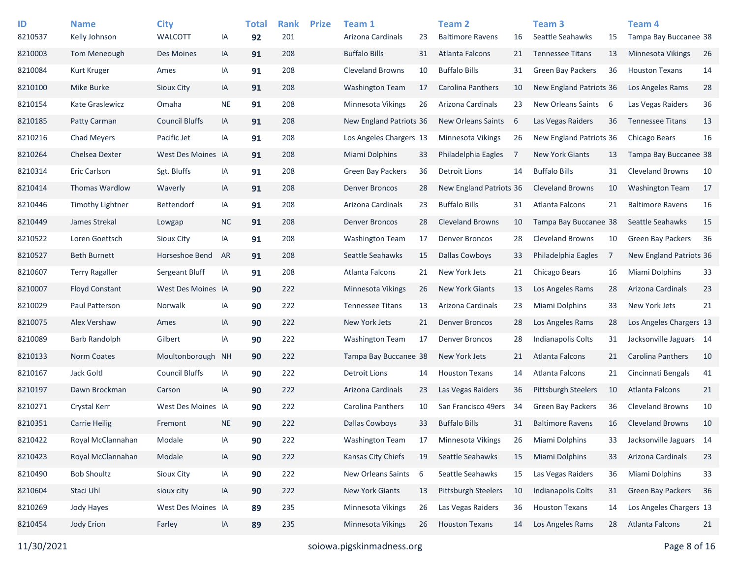| ID | Name | City | | Total | Rank | Prize | Team 1 | | Team 2 | | Team 3 | | Team 4 | |
|---|---|---|---|---|---|---|---|---|---|---|---|---|---|---|
| 8210537 | Kelly Johnson | WALCOTT | IA | **92** | 201 | | Arizona Cardinals | 23 | Baltimore Ravens | 16 | Seattle Seahawks | 15 | Tampa Bay Buccanee | 38 |
| 8210003 | Tom Meneough | Des Moines | IA | **91** | 208 | | Buffalo Bills | 31 | Atlanta Falcons | 21 | Tennessee Titans | 13 | Minnesota Vikings | 26 |
| 8210084 | Kurt Kruger | Ames | IA | **91** | 208 | | Cleveland Browns | 10 | Buffalo Bills | 31 | Green Bay Packers | 36 | Houston Texans | 14 |
| 8210100 | Mike Burke | Sioux City | IA | **91** | 208 | | Washington Team | 17 | Carolina Panthers | 10 | New England Patriots | 36 | Los Angeles Rams | 28 |
| 8210154 | Kate Graslewicz | Omaha | NE | **91** | 208 | | Minnesota Vikings | 26 | Arizona Cardinals | 23 | New Orleans Saints | 6 | Las Vegas Raiders | 36 |
| 8210185 | Patty Carman | Council Bluffs | IA | **91** | 208 | | New England Patriots | 36 | New Orleans Saints | 6 | Las Vegas Raiders | 36 | Tennessee Titans | 13 |
| 8210216 | Chad Meyers | Pacific Jet | IA | **91** | 208 | | Los Angeles Chargers | 13 | Minnesota Vikings | 26 | New England Patriots | 36 | Chicago Bears | 16 |
| 8210264 | Chelsea Dexter | West Des Moines | IA | **91** | 208 | | Miami Dolphins | 33 | Philadelphia Eagles | 7 | New York Giants | 13 | Tampa Bay Buccanee | 38 |
| 8210314 | Eric Carlson | Sgt. Bluffs | IA | **91** | 208 | | Green Bay Packers | 36 | Detroit Lions | 14 | Buffalo Bills | 31 | Cleveland Browns | 10 |
| 8210414 | Thomas Wardlow | Waverly | IA | **91** | 208 | | Denver Broncos | 28 | New England Patriots | 36 | Cleveland Browns | 10 | Washington Team | 17 |
| 8210446 | Timothy Lightner | Bettendorf | IA | **91** | 208 | | Arizona Cardinals | 23 | Buffalo Bills | 31 | Atlanta Falcons | 21 | Baltimore Ravens | 16 |
| 8210449 | James Strekal | Lowgap | NC | **91** | 208 | | Denver Broncos | 28 | Cleveland Browns | 10 | Tampa Bay Buccanee | 38 | Seattle Seahawks | 15 |
| 8210522 | Loren Goettsch | Sioux City | IA | **91** | 208 | | Washington Team | 17 | Denver Broncos | 28 | Cleveland Browns | 10 | Green Bay Packers | 36 |
| 8210527 | Beth Burnett | Horseshoe Bend | AR | **91** | 208 | | Seattle Seahawks | 15 | Dallas Cowboys | 33 | Philadelphia Eagles | 7 | New England Patriots | 36 |
| 8210607 | Terry Ragaller | Sergeant Bluff | IA | **91** | 208 | | Atlanta Falcons | 21 | New York Jets | 21 | Chicago Bears | 16 | Miami Dolphins | 33 |
| 8210007 | Floyd Constant | West Des Moines | IA | **90** | 222 | | Minnesota Vikings | 26 | New York Giants | 13 | Los Angeles Rams | 28 | Arizona Cardinals | 23 |
| 8210029 | Paul Patterson | Norwalk | IA | **90** | 222 | | Tennessee Titans | 13 | Arizona Cardinals | 23 | Miami Dolphins | 33 | New York Jets | 21 |
| 8210075 | Alex Vershaw | Ames | IA | **90** | 222 | | New York Jets | 21 | Denver Broncos | 28 | Los Angeles Rams | 28 | Los Angeles Chargers | 13 |
| 8210089 | Barb Randolph | Gilbert | IA | **90** | 222 | | Washington Team | 17 | Denver Broncos | 28 | Indianapolis Colts | 31 | Jacksonville Jaguars | 14 |
| 8210133 | Norm Coates | Moultonborough | NH | **90** | 222 | | Tampa Bay Buccanee | 38 | New York Jets | 21 | Atlanta Falcons | 21 | Carolina Panthers | 10 |
| 8210167 | Jack Goltl | Council Bluffs | IA | **90** | 222 | | Detroit Lions | 14 | Houston Texans | 14 | Atlanta Falcons | 21 | Cincinnati Bengals | 41 |
| 8210197 | Dawn Brockman | Carson | IA | **90** | 222 | | Arizona Cardinals | 23 | Las Vegas Raiders | 36 | Pittsburgh Steelers | 10 | Atlanta Falcons | 21 |
| 8210271 | Crystal Kerr | West Des Moines | IA | **90** | 222 | | Carolina Panthers | 10 | San Francisco 49ers | 34 | Green Bay Packers | 36 | Cleveland Browns | 10 |
| 8210351 | Carrie Heilig | Fremont | NE | **90** | 222 | | Dallas Cowboys | 33 | Buffalo Bills | 31 | Baltimore Ravens | 16 | Cleveland Browns | 10 |
| 8210422 | Royal McClannahan | Modale | IA | **90** | 222 | | Washington Team | 17 | Minnesota Vikings | 26 | Miami Dolphins | 33 | Jacksonville Jaguars | 14 |
| 8210423 | Royal McClannahan | Modale | IA | **90** | 222 | | Kansas City Chiefs | 19 | Seattle Seahawks | 15 | Miami Dolphins | 33 | Arizona Cardinals | 23 |
| 8210490 | Bob Shoultz | Sioux City | IA | **90** | 222 | | New Orleans Saints | 6 | Seattle Seahawks | 15 | Las Vegas Raiders | 36 | Miami Dolphins | 33 |
| 8210604 | Staci Uhl | sioux city | IA | **90** | 222 | | New York Giants | 13 | Pittsburgh Steelers | 10 | Indianapolis Colts | 31 | Green Bay Packers | 36 |
| 8210269 | Jody Hayes | West Des Moines | IA | **89** | 235 | | Minnesota Vikings | 26 | Las Vegas Raiders | 36 | Houston Texans | 14 | Los Angeles Chargers | 13 |
| 8210454 | Jody Erion | Farley | IA | **89** | 235 | | Minnesota Vikings | 26 | Houston Texans | 14 | Los Angeles Rams | 28 | Atlanta Falcons | 21 |

11/30/2021 soiowa.pigskinmadness.org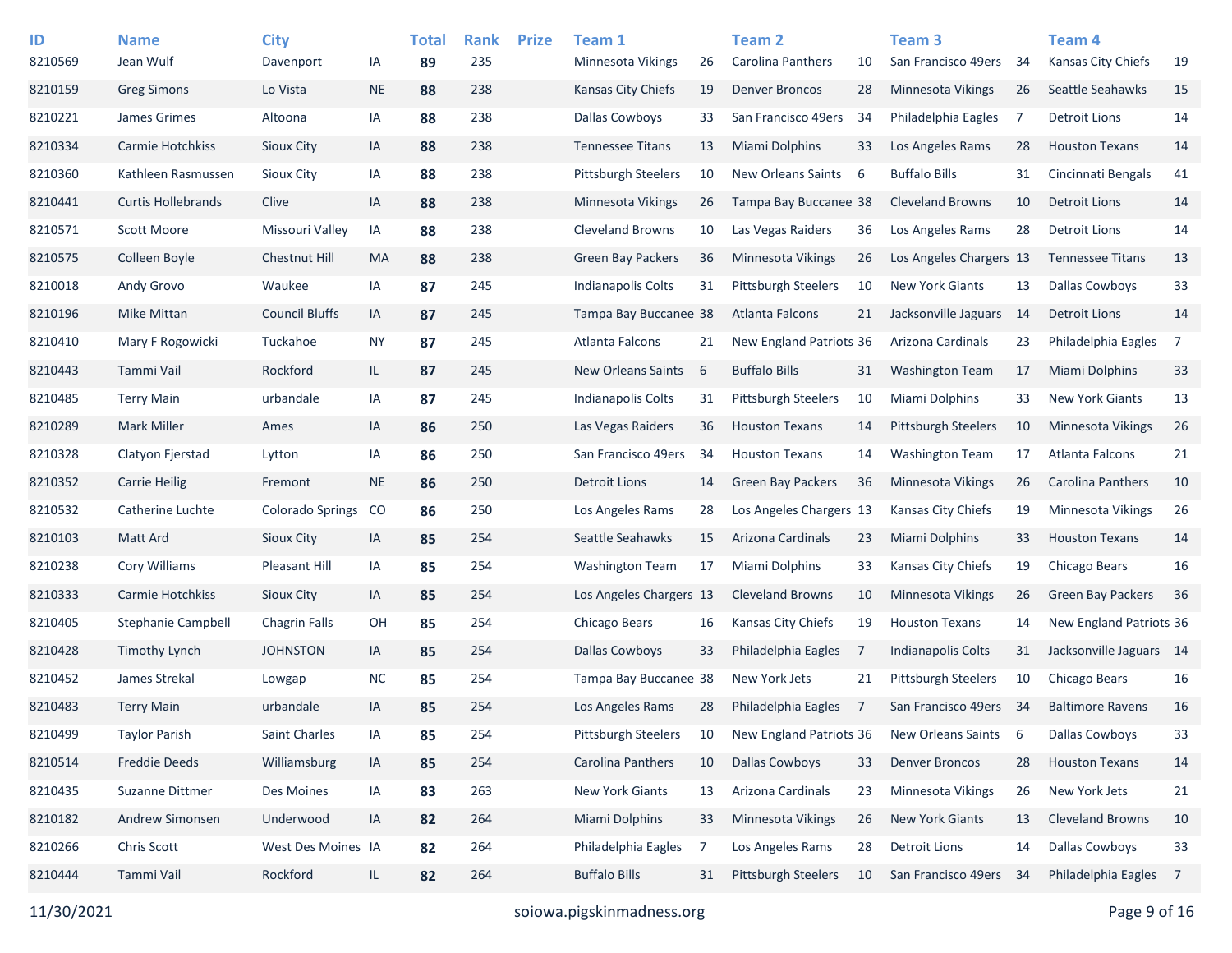| ID | Name | City | | Total | Rank | Prize | Team 1 | | Team 2 | | Team 3 | | Team 4 | |
|---|---|---|---|---|---|---|---|---|---|---|---|---|---|---|
| 8210569 | Jean Wulf | Davenport | IA | **89** | 235 | | Minnesota Vikings | 26 | Carolina Panthers | 10 | San Francisco 49ers | 34 | Kansas City Chiefs | 19 |
| 8210159 | Greg Simons | Lo Vista | NE | **88** | 238 | | Kansas City Chiefs | 19 | Denver Broncos | 28 | Minnesota Vikings | 26 | Seattle Seahawks | 15 |
| 8210221 | James Grimes | Altoona | IA | **88** | 238 | | Dallas Cowboys | 33 | San Francisco 49ers | 34 | Philadelphia Eagles | 7 | Detroit Lions | 14 |
| 8210334 | Carmie Hotchkiss | Sioux City | IA | **88** | 238 | | Tennessee Titans | 13 | Miami Dolphins | 33 | Los Angeles Rams | 28 | Houston Texans | 14 |
| 8210360 | Kathleen Rasmussen | Sioux City | IA | **88** | 238 | | Pittsburgh Steelers | 10 | New Orleans Saints | 6 | Buffalo Bills | 31 | Cincinnati Bengals | 41 |
| 8210441 | Curtis Hollebrands | Clive | IA | **88** | 238 | | Minnesota Vikings | 26 | Tampa Bay Buccanee | 38 | Cleveland Browns | 10 | Detroit Lions | 14 |
| 8210571 | Scott Moore | Missouri Valley | IA | **88** | 238 | | Cleveland Browns | 10 | Las Vegas Raiders | 36 | Los Angeles Rams | 28 | Detroit Lions | 14 |
| 8210575 | Colleen Boyle | Chestnut Hill | MA | **88** | 238 | | Green Bay Packers | 36 | Minnesota Vikings | 26 | Los Angeles Chargers | 13 | Tennessee Titans | 13 |
| 8210018 | Andy Grovo | Waukee | IA | **87** | 245 | | Indianapolis Colts | 31 | Pittsburgh Steelers | 10 | New York Giants | 13 | Dallas Cowboys | 33 |
| 8210196 | Mike Mittan | Council Bluffs | IA | **87** | 245 | | Tampa Bay Buccanee | 38 | Atlanta Falcons | 21 | Jacksonville Jaguars | 14 | Detroit Lions | 14 |
| 8210410 | Mary F Rogowicki | Tuckahoe | NY | **87** | 245 | | Atlanta Falcons | 21 | New England Patriots | 36 | Arizona Cardinals | 23 | Philadelphia Eagles | 7 |
| 8210443 | Tammi Vail | Rockford | IL | **87** | 245 | | New Orleans Saints | 6 | Buffalo Bills | 31 | Washington Team | 17 | Miami Dolphins | 33 |
| 8210485 | Terry Main | urbandale | IA | **87** | 245 | | Indianapolis Colts | 31 | Pittsburgh Steelers | 10 | Miami Dolphins | 33 | New York Giants | 13 |
| 8210289 | Mark Miller | Ames | IA | **86** | 250 | | Las Vegas Raiders | 36 | Houston Texans | 14 | Pittsburgh Steelers | 10 | Minnesota Vikings | 26 |
| 8210328 | Clatyon Fjerstad | Lytton | IA | **86** | 250 | | San Francisco 49ers | 34 | Houston Texans | 14 | Washington Team | 17 | Atlanta Falcons | 21 |
| 8210352 | Carrie Heilig | Fremont | NE | **86** | 250 | | Detroit Lions | 14 | Green Bay Packers | 36 | Minnesota Vikings | 26 | Carolina Panthers | 10 |
| 8210532 | Catherine Luchte | Colorado Springs | CO | **86** | 250 | | Los Angeles Rams | 28 | Los Angeles Chargers | 13 | Kansas City Chiefs | 19 | Minnesota Vikings | 26 |
| 8210103 | Matt Ard | Sioux City | IA | **85** | 254 | | Seattle Seahawks | 15 | Arizona Cardinals | 23 | Miami Dolphins | 33 | Houston Texans | 14 |
| 8210238 | Cory Williams | Pleasant Hill | IA | **85** | 254 | | Washington Team | 17 | Miami Dolphins | 33 | Kansas City Chiefs | 19 | Chicago Bears | 16 |
| 8210333 | Carmie Hotchkiss | Sioux City | IA | **85** | 254 | | Los Angeles Chargers | 13 | Cleveland Browns | 10 | Minnesota Vikings | 26 | Green Bay Packers | 36 |
| 8210405 | Stephanie Campbell | Chagrin Falls | OH | **85** | 254 | | Chicago Bears | 16 | Kansas City Chiefs | 19 | Houston Texans | 14 | New England Patriots | 36 |
| 8210428 | Timothy Lynch | JOHNSTON | IA | **85** | 254 | | Dallas Cowboys | 33 | Philadelphia Eagles | 7 | Indianapolis Colts | 31 | Jacksonville Jaguars | 14 |
| 8210452 | James Strekal | Lowgap | NC | **85** | 254 | | Tampa Bay Buccanee | 38 | New York Jets | 21 | Pittsburgh Steelers | 10 | Chicago Bears | 16 |
| 8210483 | Terry Main | urbandale | IA | **85** | 254 | | Los Angeles Rams | 28 | Philadelphia Eagles | 7 | San Francisco 49ers | 34 | Baltimore Ravens | 16 |
| 8210499 | Taylor Parish | Saint Charles | IA | **85** | 254 | | Pittsburgh Steelers | 10 | New England Patriots | 36 | New Orleans Saints | 6 | Dallas Cowboys | 33 |
| 8210514 | Freddie Deeds | Williamsburg | IA | **85** | 254 | | Carolina Panthers | 10 | Dallas Cowboys | 33 | Denver Broncos | 28 | Houston Texans | 14 |
| 8210435 | Suzanne Dittmer | Des Moines | IA | **83** | 263 | | New York Giants | 13 | Arizona Cardinals | 23 | Minnesota Vikings | 26 | New York Jets | 21 |
| 8210182 | Andrew Simonsen | Underwood | IA | **82** | 264 | | Miami Dolphins | 33 | Minnesota Vikings | 26 | New York Giants | 13 | Cleveland Browns | 10 |
| 8210266 | Chris Scott | West Des Moines | IA | **82** | 264 | | Philadelphia Eagles | 7 | Los Angeles Rams | 28 | Detroit Lions | 14 | Dallas Cowboys | 33 |
| 8210444 | Tammi Vail | Rockford | IL | **82** | 264 | | Buffalo Bills | 31 | Pittsburgh Steelers | 10 | San Francisco 49ers | 34 | Philadelphia Eagles | 7 |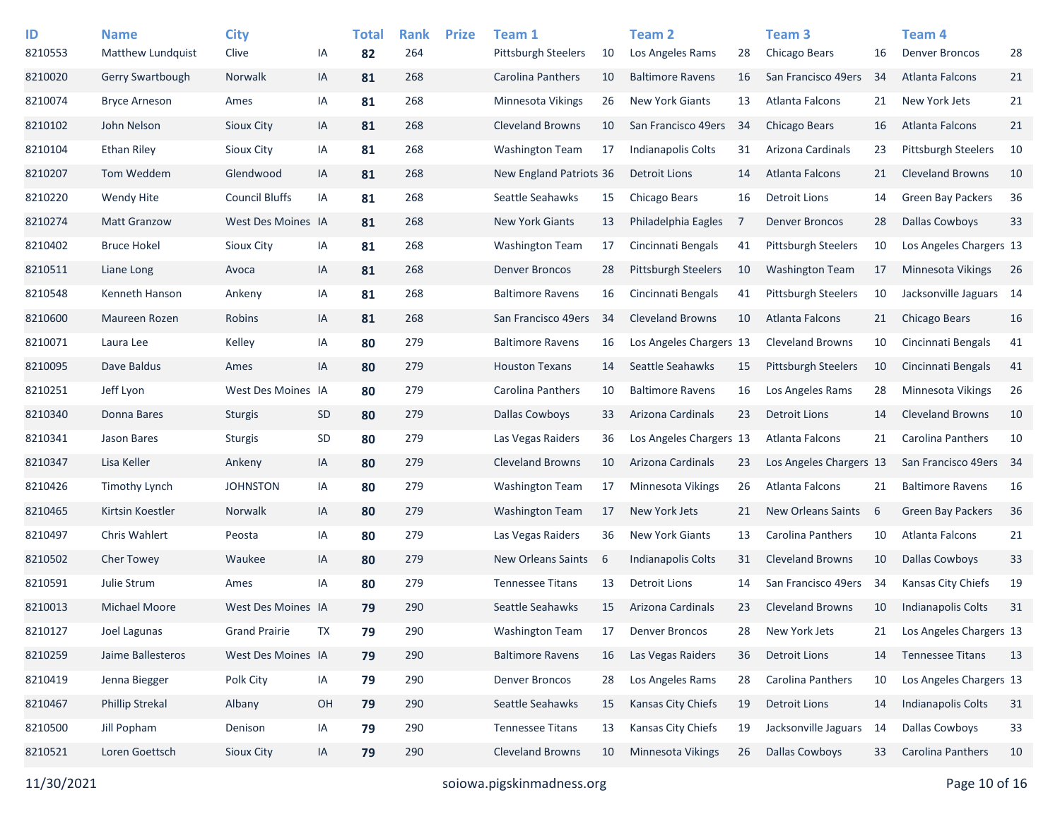| ID | Name | City | | Total | Rank | Prize | Team 1 | | Team 2 | | Team 3 | | Team 4 | |
|---|---|---|---|---|---|---|---|---|---|---|---|---|---|---|
| 8210553 | Matthew Lundquist | Clive | IA | **82** | 264 | | Pittsburgh Steelers | 10 | Los Angeles Rams | 28 | Chicago Bears | 16 | Denver Broncos | 28 |
| 8210020 | Gerry Swartbough | Norwalk | IA | **81** | 268 | | Carolina Panthers | 10 | Baltimore Ravens | 16 | San Francisco 49ers | 34 | Atlanta Falcons | 21 |
| 8210074 | Bryce Arneson | Ames | IA | **81** | 268 | | Minnesota Vikings | 26 | New York Giants | 13 | Atlanta Falcons | 21 | New York Jets | 21 |
| 8210102 | John Nelson | Sioux City | IA | **81** | 268 | | Cleveland Browns | 10 | San Francisco 49ers | 34 | Chicago Bears | 16 | Atlanta Falcons | 21 |
| 8210104 | Ethan Riley | Sioux City | IA | **81** | 268 | | Washington Team | 17 | Indianapolis Colts | 31 | Arizona Cardinals | 23 | Pittsburgh Steelers | 10 |
| 8210207 | Tom Weddem | Glendwood | IA | **81** | 268 | | New England Patriots | 36 | Detroit Lions | 14 | Atlanta Falcons | 21 | Cleveland Browns | 10 |
| 8210220 | Wendy Hite | Council Bluffs | IA | **81** | 268 | | Seattle Seahawks | 15 | Chicago Bears | 16 | Detroit Lions | 14 | Green Bay Packers | 36 |
| 8210274 | Matt Granzow | West Des Moines | IA | **81** | 268 | | New York Giants | 13 | Philadelphia Eagles | 7 | Denver Broncos | 28 | Dallas Cowboys | 33 |
| 8210402 | Bruce Hokel | Sioux City | IA | **81** | 268 | | Washington Team | 17 | Cincinnati Bengals | 41 | Pittsburgh Steelers | 10 | Los Angeles Chargers | 13 |
| 8210511 | Liane Long | Avoca | IA | **81** | 268 | | Denver Broncos | 28 | Pittsburgh Steelers | 10 | Washington Team | 17 | Minnesota Vikings | 26 |
| 8210548 | Kenneth Hanson | Ankeny | IA | **81** | 268 | | Baltimore Ravens | 16 | Cincinnati Bengals | 41 | Pittsburgh Steelers | 10 | Jacksonville Jaguars | 14 |
| 8210600 | Maureen Rozen | Robins | IA | **81** | 268 | | San Francisco 49ers | 34 | Cleveland Browns | 10 | Atlanta Falcons | 21 | Chicago Bears | 16 |
| 8210071 | Laura Lee | Kelley | IA | **80** | 279 | | Baltimore Ravens | 16 | Los Angeles Chargers | 13 | Cleveland Browns | 10 | Cincinnati Bengals | 41 |
| 8210095 | Dave Baldus | Ames | IA | **80** | 279 | | Houston Texans | 14 | Seattle Seahawks | 15 | Pittsburgh Steelers | 10 | Cincinnati Bengals | 41 |
| 8210251 | Jeff Lyon | West Des Moines | IA | **80** | 279 | | Carolina Panthers | 10 | Baltimore Ravens | 16 | Los Angeles Rams | 28 | Minnesota Vikings | 26 |
| 8210340 | Donna Bares | Sturgis | SD | **80** | 279 | | Dallas Cowboys | 33 | Arizona Cardinals | 23 | Detroit Lions | 14 | Cleveland Browns | 10 |
| 8210341 | Jason Bares | Sturgis | SD | **80** | 279 | | Las Vegas Raiders | 36 | Los Angeles Chargers | 13 | Atlanta Falcons | 21 | Carolina Panthers | 10 |
| 8210347 | Lisa Keller | Ankeny | IA | **80** | 279 | | Cleveland Browns | 10 | Arizona Cardinals | 23 | Los Angeles Chargers | 13 | San Francisco 49ers | 34 |
| 8210426 | Timothy Lynch | JOHNSTON | IA | **80** | 279 | | Washington Team | 17 | Minnesota Vikings | 26 | Atlanta Falcons | 21 | Baltimore Ravens | 16 |
| 8210465 | Kirtsin Koestler | Norwalk | IA | **80** | 279 | | Washington Team | 17 | New York Jets | 21 | New Orleans Saints | 6 | Green Bay Packers | 36 |
| 8210497 | Chris Wahlert | Peosta | IA | **80** | 279 | | Las Vegas Raiders | 36 | New York Giants | 13 | Carolina Panthers | 10 | Atlanta Falcons | 21 |
| 8210502 | Cher Towey | Waukee | IA | **80** | 279 | | New Orleans Saints | 6 | Indianapolis Colts | 31 | Cleveland Browns | 10 | Dallas Cowboys | 33 |
| 8210591 | Julie Strum | Ames | IA | **80** | 279 | | Tennessee Titans | 13 | Detroit Lions | 14 | San Francisco 49ers | 34 | Kansas City Chiefs | 19 |
| 8210013 | Michael Moore | West Des Moines | IA | **79** | 290 | | Seattle Seahawks | 15 | Arizona Cardinals | 23 | Cleveland Browns | 10 | Indianapolis Colts | 31 |
| 8210127 | Joel Lagunas | Grand Prairie | TX | **79** | 290 | | Washington Team | 17 | Denver Broncos | 28 | New York Jets | 21 | Los Angeles Chargers | 13 |
| 8210259 | Jaime Ballesteros | West Des Moines | IA | **79** | 290 | | Baltimore Ravens | 16 | Las Vegas Raiders | 36 | Detroit Lions | 14 | Tennessee Titans | 13 |
| 8210419 | Jenna Biegger | Polk City | IA | **79** | 290 | | Denver Broncos | 28 | Los Angeles Rams | 28 | Carolina Panthers | 10 | Los Angeles Chargers | 13 |
| 8210467 | Phillip Strekal | Albany | OH | **79** | 290 | | Seattle Seahawks | 15 | Kansas City Chiefs | 19 | Detroit Lions | 14 | Indianapolis Colts | 31 |
| 8210500 | Jill Popham | Denison | IA | **79** | 290 | | Tennessee Titans | 13 | Kansas City Chiefs | 19 | Jacksonville Jaguars | 14 | Dallas Cowboys | 33 |
| 8210521 | Loren Goettsch | Sioux City | IA | **79** | 290 | | Cleveland Browns | 10 | Minnesota Vikings | 26 | Dallas Cowboys | 33 | Carolina Panthers | 10 |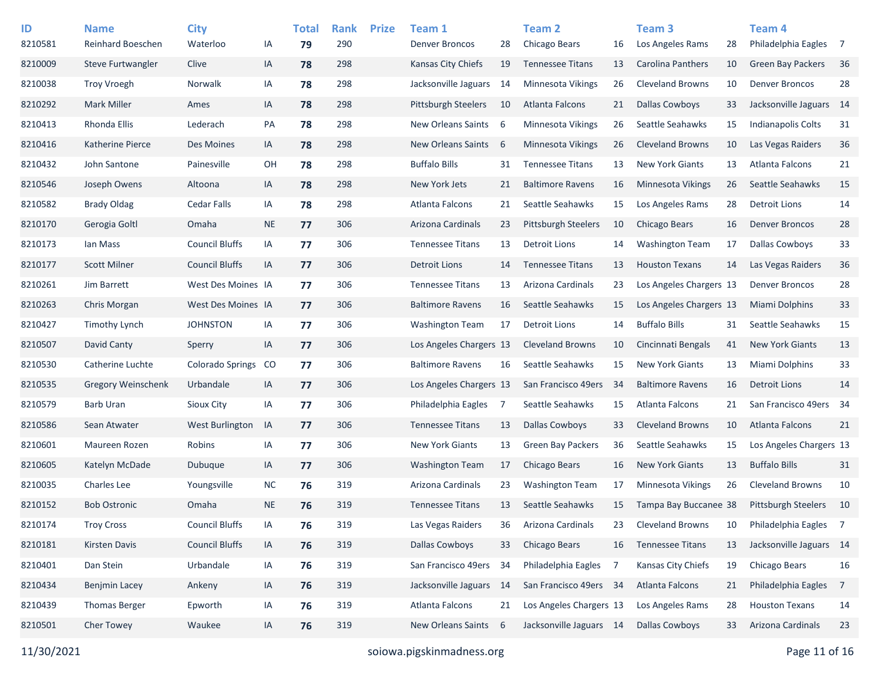| ID | Name | City | | Total | Rank | Prize | Team 1 | | Team 2 | | Team 3 | | Team 4 | |
|---|---|---|---|---|---|---|---|---|---|---|---|---|---|---|
| 8210581 | Reinhard Boeschen | Waterloo | IA | **79** | 290 | | Denver Broncos | 28 | Chicago Bears | 16 | Los Angeles Rams | 28 | Philadelphia Eagles | 7 |
| 8210009 | Steve Furtwangler | Clive | IA | **78** | 298 | | Kansas City Chiefs | 19 | Tennessee Titans | 13 | Carolina Panthers | 10 | Green Bay Packers | 36 |
| 8210038 | Troy Vroegh | Norwalk | IA | **78** | 298 | | Jacksonville Jaguars | 14 | Minnesota Vikings | 26 | Cleveland Browns | 10 | Denver Broncos | 28 |
| 8210292 | Mark Miller | Ames | IA | **78** | 298 | | Pittsburgh Steelers | 10 | Atlanta Falcons | 21 | Dallas Cowboys | 33 | Jacksonville Jaguars | 14 |
| 8210413 | Rhonda Ellis | Lederach | PA | **78** | 298 | | New Orleans Saints | 6 | Minnesota Vikings | 26 | Seattle Seahawks | 15 | Indianapolis Colts | 31 |
| 8210416 | Katherine Pierce | Des Moines | IA | **78** | 298 | | New Orleans Saints | 6 | Minnesota Vikings | 26 | Cleveland Browns | 10 | Las Vegas Raiders | 36 |
| 8210432 | John Santone | Painesville | OH | **78** | 298 | | Buffalo Bills | 31 | Tennessee Titans | 13 | New York Giants | 13 | Atlanta Falcons | 21 |
| 8210546 | Joseph Owens | Altoona | IA | **78** | 298 | | New York Jets | 21 | Baltimore Ravens | 16 | Minnesota Vikings | 26 | Seattle Seahawks | 15 |
| 8210582 | Brady Oldag | Cedar Falls | IA | **78** | 298 | | Atlanta Falcons | 21 | Seattle Seahawks | 15 | Los Angeles Rams | 28 | Detroit Lions | 14 |
| 8210170 | Gerogia Goltl | Omaha | NE | **77** | 306 | | Arizona Cardinals | 23 | Pittsburgh Steelers | 10 | Chicago Bears | 16 | Denver Broncos | 28 |
| 8210173 | Ian Mass | Council Bluffs | IA | **77** | 306 | | Tennessee Titans | 13 | Detroit Lions | 14 | Washington Team | 17 | Dallas Cowboys | 33 |
| 8210177 | Scott Milner | Council Bluffs | IA | **77** | 306 | | Detroit Lions | 14 | Tennessee Titans | 13 | Houston Texans | 14 | Las Vegas Raiders | 36 |
| 8210261 | Jim Barrett | West Des Moines | IA | **77** | 306 | | Tennessee Titans | 13 | Arizona Cardinals | 23 | Los Angeles Chargers | 13 | Denver Broncos | 28 |
| 8210263 | Chris Morgan | West Des Moines | IA | **77** | 306 | | Baltimore Ravens | 16 | Seattle Seahawks | 15 | Los Angeles Chargers | 13 | Miami Dolphins | 33 |
| 8210427 | Timothy Lynch | JOHNSTON | IA | **77** | 306 | | Washington Team | 17 | Detroit Lions | 14 | Buffalo Bills | 31 | Seattle Seahawks | 15 |
| 8210507 | David Canty | Sperry | IA | **77** | 306 | | Los Angeles Chargers | 13 | Cleveland Browns | 10 | Cincinnati Bengals | 41 | New York Giants | 13 |
| 8210530 | Catherine Luchte | Colorado Springs | CO | **77** | 306 | | Baltimore Ravens | 16 | Seattle Seahawks | 15 | New York Giants | 13 | Miami Dolphins | 33 |
| 8210535 | Gregory Weinschenk | Urbandale | IA | **77** | 306 | | Los Angeles Chargers | 13 | San Francisco 49ers | 34 | Baltimore Ravens | 16 | Detroit Lions | 14 |
| 8210579 | Barb Uran | Sioux City | IA | **77** | 306 | | Philadelphia Eagles | 7 | Seattle Seahawks | 15 | Atlanta Falcons | 21 | San Francisco 49ers | 34 |
| 8210586 | Sean Atwater | West Burlington | IA | **77** | 306 | | Tennessee Titans | 13 | Dallas Cowboys | 33 | Cleveland Browns | 10 | Atlanta Falcons | 21 |
| 8210601 | Maureen Rozen | Robins | IA | **77** | 306 | | New York Giants | 13 | Green Bay Packers | 36 | Seattle Seahawks | 15 | Los Angeles Chargers | 13 |
| 8210605 | Katelyn McDade | Dubuque | IA | **77** | 306 | | Washington Team | 17 | Chicago Bears | 16 | New York Giants | 13 | Buffalo Bills | 31 |
| 8210035 | Charles Lee | Youngsville | NC | **76** | 319 | | Arizona Cardinals | 23 | Washington Team | 17 | Minnesota Vikings | 26 | Cleveland Browns | 10 |
| 8210152 | Bob Ostronic | Omaha | NE | **76** | 319 | | Tennessee Titans | 13 | Seattle Seahawks | 15 | Tampa Bay Buccanee | 38 | Pittsburgh Steelers | 10 |
| 8210174 | Troy Cross | Council Bluffs | IA | **76** | 319 | | Las Vegas Raiders | 36 | Arizona Cardinals | 23 | Cleveland Browns | 10 | Philadelphia Eagles | 7 |
| 8210181 | Kirsten Davis | Council Bluffs | IA | **76** | 319 | | Dallas Cowboys | 33 | Chicago Bears | 16 | Tennessee Titans | 13 | Jacksonville Jaguars | 14 |
| 8210401 | Dan Stein | Urbandale | IA | **76** | 319 | | San Francisco 49ers | 34 | Philadelphia Eagles | 7 | Kansas City Chiefs | 19 | Chicago Bears | 16 |
| 8210434 | Benjmin Lacey | Ankeny | IA | **76** | 319 | | Jacksonville Jaguars | 14 | San Francisco 49ers | 34 | Atlanta Falcons | 21 | Philadelphia Eagles | 7 |
| 8210439 | Thomas Berger | Epworth | IA | **76** | 319 | | Atlanta Falcons | 21 | Los Angeles Chargers | 13 | Los Angeles Rams | 28 | Houston Texans | 14 |
| 8210501 | Cher Towey | Waukee | IA | **76** | 319 | | New Orleans Saints | 6 | Jacksonville Jaguars | 14 | Dallas Cowboys | 33 | Arizona Cardinals | 23 |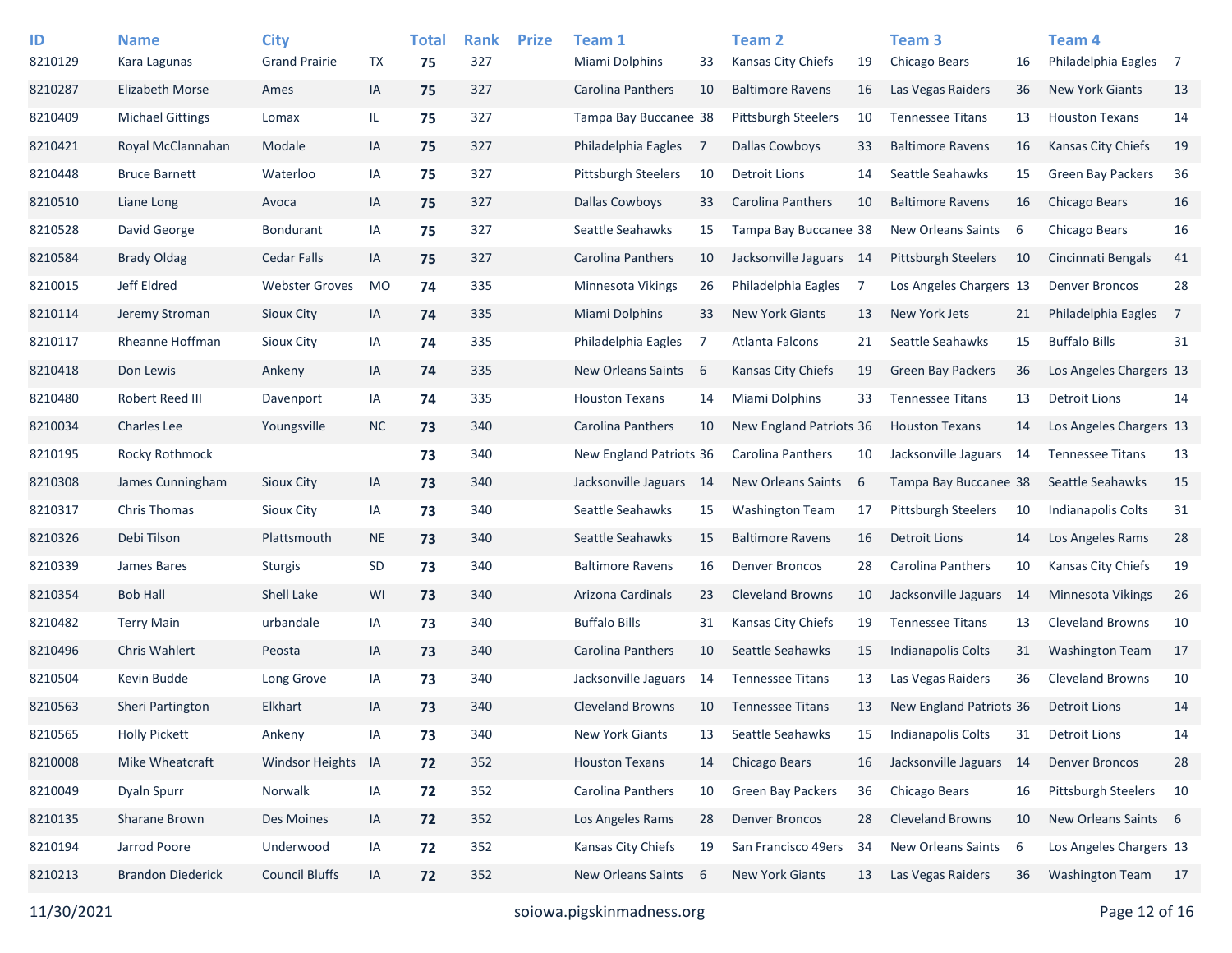| ID | Name | City | | Total | Rank | Prize | Team 1 | | Team 2 | | Team 3 | | Team 4 | |
|---|---|---|---|---|---|---|---|---|---|---|---|---|---|---|
| 8210129 | Kara Lagunas | Grand Prairie | TX | **75** | 327 | | Miami Dolphins | 33 | Kansas City Chiefs | 19 | Chicago Bears | 16 | Philadelphia Eagles | 7 |
| 8210287 | Elizabeth Morse | Ames | IA | **75** | 327 | | Carolina Panthers | 10 | Baltimore Ravens | 16 | Las Vegas Raiders | 36 | New York Giants | 13 |
| 8210409 | Michael Gittings | Lomax | IL | **75** | 327 | | Tampa Bay Buccanee | 38 | Pittsburgh Steelers | 10 | Tennessee Titans | 13 | Houston Texans | 14 |
| 8210421 | Royal McClannahan | Modale | IA | **75** | 327 | | Philadelphia Eagles | 7 | Dallas Cowboys | 33 | Baltimore Ravens | 16 | Kansas City Chiefs | 19 |
| 8210448 | Bruce Barnett | Waterloo | IA | **75** | 327 | | Pittsburgh Steelers | 10 | Detroit Lions | 14 | Seattle Seahawks | 15 | Green Bay Packers | 36 |
| 8210510 | Liane Long | Avoca | IA | **75** | 327 | | Dallas Cowboys | 33 | Carolina Panthers | 10 | Baltimore Ravens | 16 | Chicago Bears | 16 |
| 8210528 | David George | Bondurant | IA | **75** | 327 | | Seattle Seahawks | 15 | Tampa Bay Buccanee | 38 | New Orleans Saints | 6 | Chicago Bears | 16 |
| 8210584 | Brady Oldag | Cedar Falls | IA | **75** | 327 | | Carolina Panthers | 10 | Jacksonville Jaguars | 14 | Pittsburgh Steelers | 10 | Cincinnati Bengals | 41 |
| 8210015 | Jeff Eldred | Webster Groves | MO | **74** | 335 | | Minnesota Vikings | 26 | Philadelphia Eagles | 7 | Los Angeles Chargers | 13 | Denver Broncos | 28 |
| 8210114 | Jeremy Stroman | Sioux City | IA | **74** | 335 | | Miami Dolphins | 33 | New York Giants | 13 | New York Jets | 21 | Philadelphia Eagles | 7 |
| 8210117 | Rheanne Hoffman | Sioux City | IA | **74** | 335 | | Philadelphia Eagles | 7 | Atlanta Falcons | 21 | Seattle Seahawks | 15 | Buffalo Bills | 31 |
| 8210418 | Don Lewis | Ankeny | IA | **74** | 335 | | New Orleans Saints | 6 | Kansas City Chiefs | 19 | Green Bay Packers | 36 | Los Angeles Chargers | 13 |
| 8210480 | Robert Reed III | Davenport | IA | **74** | 335 | | Houston Texans | 14 | Miami Dolphins | 33 | Tennessee Titans | 13 | Detroit Lions | 14 |
| 8210034 | Charles Lee | Youngsville | NC | **73** | 340 | | Carolina Panthers | 10 | New England Patriots | 36 | Houston Texans | 14 | Los Angeles Chargers | 13 |
| 8210195 | Rocky Rothmock | | | **73** | 340 | | New England Patriots | 36 | Carolina Panthers | 10 | Jacksonville Jaguars | 14 | Tennessee Titans | 13 |
| 8210308 | James Cunningham | Sioux City | IA | **73** | 340 | | Jacksonville Jaguars | 14 | New Orleans Saints | 6 | Tampa Bay Buccanee | 38 | Seattle Seahawks | 15 |
| 8210317 | Chris Thomas | Sioux City | IA | **73** | 340 | | Seattle Seahawks | 15 | Washington Team | 17 | Pittsburgh Steelers | 10 | Indianapolis Colts | 31 |
| 8210326 | Debi Tilson | Plattsmouth | NE | **73** | 340 | | Seattle Seahawks | 15 | Baltimore Ravens | 16 | Detroit Lions | 14 | Los Angeles Rams | 28 |
| 8210339 | James Bares | Sturgis | SD | **73** | 340 | | Baltimore Ravens | 16 | Denver Broncos | 28 | Carolina Panthers | 10 | Kansas City Chiefs | 19 |
| 8210354 | Bob Hall | Shell Lake | WI | **73** | 340 | | Arizona Cardinals | 23 | Cleveland Browns | 10 | Jacksonville Jaguars | 14 | Minnesota Vikings | 26 |
| 8210482 | Terry Main | urbandale | IA | **73** | 340 | | Buffalo Bills | 31 | Kansas City Chiefs | 19 | Tennessee Titans | 13 | Cleveland Browns | 10 |
| 8210496 | Chris Wahlert | Peosta | IA | **73** | 340 | | Carolina Panthers | 10 | Seattle Seahawks | 15 | Indianapolis Colts | 31 | Washington Team | 17 |
| 8210504 | Kevin Budde | Long Grove | IA | **73** | 340 | | Jacksonville Jaguars | 14 | Tennessee Titans | 13 | Las Vegas Raiders | 36 | Cleveland Browns | 10 |
| 8210563 | Sheri Partington | Elkhart | IA | **73** | 340 | | Cleveland Browns | 10 | Tennessee Titans | 13 | New England Patriots | 36 | Detroit Lions | 14 |
| 8210565 | Holly Pickett | Ankeny | IA | **73** | 340 | | New York Giants | 13 | Seattle Seahawks | 15 | Indianapolis Colts | 31 | Detroit Lions | 14 |
| 8210008 | Mike Wheatcraft | Windsor Heights | IA | **72** | 352 | | Houston Texans | 14 | Chicago Bears | 16 | Jacksonville Jaguars | 14 | Denver Broncos | 28 |
| 8210049 | Dyaln Spurr | Norwalk | IA | **72** | 352 | | Carolina Panthers | 10 | Green Bay Packers | 36 | Chicago Bears | 16 | Pittsburgh Steelers | 10 |
| 8210135 | Sharane Brown | Des Moines | IA | **72** | 352 | | Los Angeles Rams | 28 | Denver Broncos | 28 | Cleveland Browns | 10 | New Orleans Saints | 6 |
| 8210194 | Jarrod Poore | Underwood | IA | **72** | 352 | | Kansas City Chiefs | 19 | San Francisco 49ers | 34 | New Orleans Saints | 6 | Los Angeles Chargers | 13 |
| 8210213 | Brandon Diederick | Council Bluffs | IA | **72** | 352 | | New Orleans Saints | 6 | New York Giants | 13 | Las Vegas Raiders | 36 | Washington Team | 17 |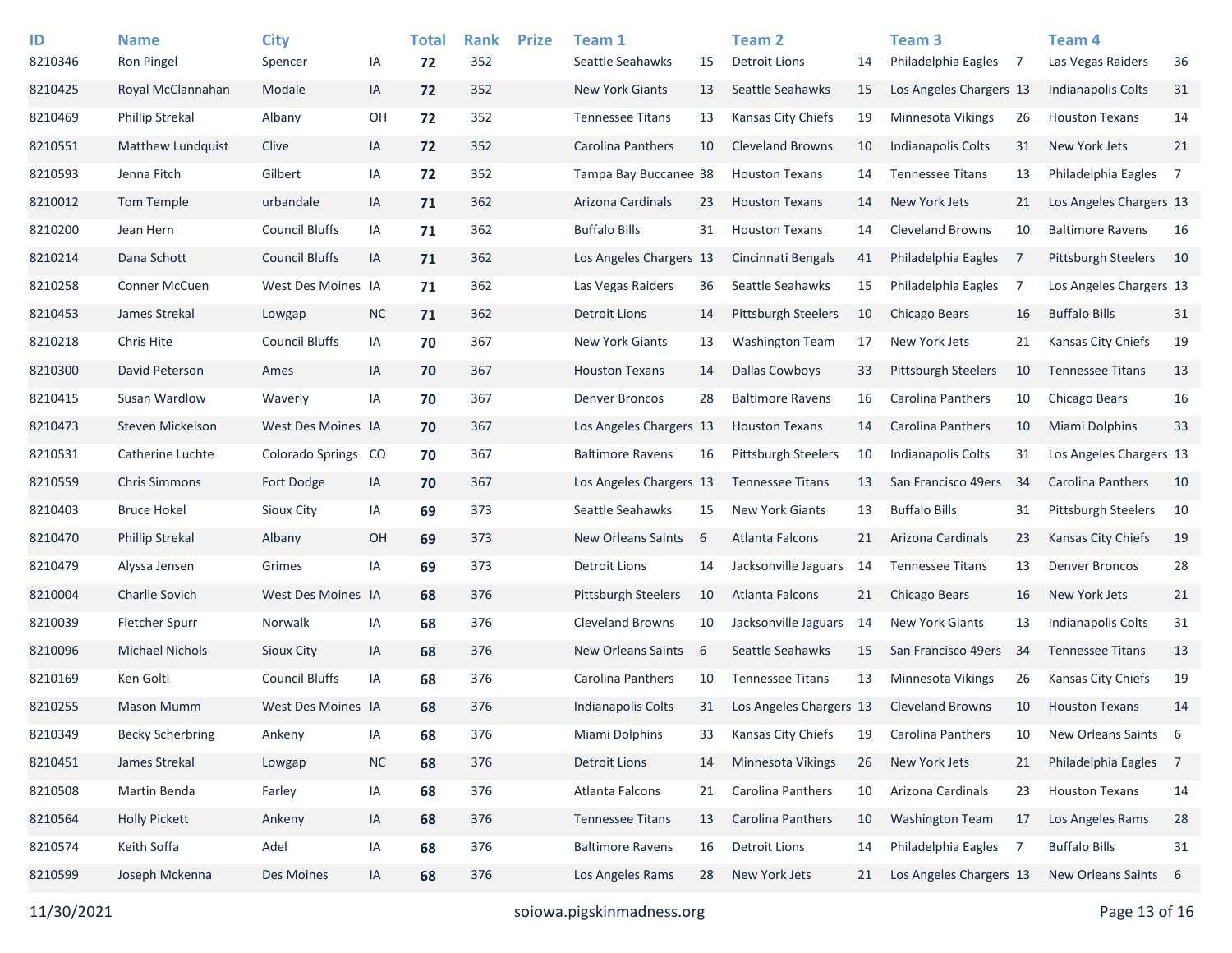| ID | Name | City | | Total | Rank | Prize | Team 1 | | Team 2 | | Team 3 | | Team 4 | |
|---|---|---|---|---|---|---|---|---|---|---|---|---|---|---|
| 8210346 | Ron Pingel | Spencer | IA | **72** | 352 | | Seattle Seahawks | 15 | Detroit Lions | 14 | Philadelphia Eagles | 7 | Las Vegas Raiders | 36 |
| 8210425 | Royal McClannahan | Modale | IA | **72** | 352 | | New York Giants | 13 | Seattle Seahawks | 15 | Los Angeles Chargers | 13 | Indianapolis Colts | 31 |
| 8210469 | Phillip Strekal | Albany | OH | **72** | 352 | | Tennessee Titans | 13 | Kansas City Chiefs | 19 | Minnesota Vikings | 26 | Houston Texans | 14 |
| 8210551 | Matthew Lundquist | Clive | IA | **72** | 352 | | Carolina Panthers | 10 | Cleveland Browns | 10 | Indianapolis Colts | 31 | New York Jets | 21 |
| 8210593 | Jenna Fitch | Gilbert | IA | **72** | 352 | | Tampa Bay Buccanee | 38 | Houston Texans | 14 | Tennessee Titans | 13 | Philadelphia Eagles | 7 |
| 8210012 | Tom Temple | urbandale | IA | **71** | 362 | | Arizona Cardinals | 23 | Houston Texans | 14 | New York Jets | 21 | Los Angeles Chargers | 13 |
| 8210200 | Jean Hern | Council Bluffs | IA | **71** | 362 | | Buffalo Bills | 31 | Houston Texans | 14 | Cleveland Browns | 10 | Baltimore Ravens | 16 |
| 8210214 | Dana Schott | Council Bluffs | IA | **71** | 362 | | Los Angeles Chargers | 13 | Cincinnati Bengals | 41 | Philadelphia Eagles | 7 | Pittsburgh Steelers | 10 |
| 8210258 | Conner McCuen | West Des Moines | IA | **71** | 362 | | Las Vegas Raiders | 36 | Seattle Seahawks | 15 | Philadelphia Eagles | 7 | Los Angeles Chargers | 13 |
| 8210453 | James Strekal | Lowgap | NC | **71** | 362 | | Detroit Lions | 14 | Pittsburgh Steelers | 10 | Chicago Bears | 16 | Buffalo Bills | 31 |
| 8210218 | Chris Hite | Council Bluffs | IA | **70** | 367 | | New York Giants | 13 | Washington Team | 17 | New York Jets | 21 | Kansas City Chiefs | 19 |
| 8210300 | David Peterson | Ames | IA | **70** | 367 | | Houston Texans | 14 | Dallas Cowboys | 33 | Pittsburgh Steelers | 10 | Tennessee Titans | 13 |
| 8210415 | Susan Wardlow | Waverly | IA | **70** | 367 | | Denver Broncos | 28 | Baltimore Ravens | 16 | Carolina Panthers | 10 | Chicago Bears | 16 |
| 8210473 | Steven Mickelson | West Des Moines | IA | **70** | 367 | | Los Angeles Chargers | 13 | Houston Texans | 14 | Carolina Panthers | 10 | Miami Dolphins | 33 |
| 8210531 | Catherine Luchte | Colorado Springs | CO | **70** | 367 | | Baltimore Ravens | 16 | Pittsburgh Steelers | 10 | Indianapolis Colts | 31 | Los Angeles Chargers | 13 |
| 8210559 | Chris Simmons | Fort Dodge | IA | **70** | 367 | | Los Angeles Chargers | 13 | Tennessee Titans | 13 | San Francisco 49ers | 34 | Carolina Panthers | 10 |
| 8210403 | Bruce Hokel | Sioux City | IA | **69** | 373 | | Seattle Seahawks | 15 | New York Giants | 13 | Buffalo Bills | 31 | Pittsburgh Steelers | 10 |
| 8210470 | Phillip Strekal | Albany | OH | **69** | 373 | | New Orleans Saints | 6 | Atlanta Falcons | 21 | Arizona Cardinals | 23 | Kansas City Chiefs | 19 |
| 8210479 | Alyssa Jensen | Grimes | IA | **69** | 373 | | Detroit Lions | 14 | Jacksonville Jaguars | 14 | Tennessee Titans | 13 | Denver Broncos | 28 |
| 8210004 | Charlie Sovich | West Des Moines | IA | **68** | 376 | | Pittsburgh Steelers | 10 | Atlanta Falcons | 21 | Chicago Bears | 16 | New York Jets | 21 |
| 8210039 | Fletcher Spurr | Norwalk | IA | **68** | 376 | | Cleveland Browns | 10 | Jacksonville Jaguars | 14 | New York Giants | 13 | Indianapolis Colts | 31 |
| 8210096 | Michael Nichols | Sioux City | IA | **68** | 376 | | New Orleans Saints | 6 | Seattle Seahawks | 15 | San Francisco 49ers | 34 | Tennessee Titans | 13 |
| 8210169 | Ken Goltl | Council Bluffs | IA | **68** | 376 | | Carolina Panthers | 10 | Tennessee Titans | 13 | Minnesota Vikings | 26 | Kansas City Chiefs | 19 |
| 8210255 | Mason Mumm | West Des Moines | IA | **68** | 376 | | Indianapolis Colts | 31 | Los Angeles Chargers | 13 | Cleveland Browns | 10 | Houston Texans | 14 |
| 8210349 | Becky Scherbring | Ankeny | IA | **68** | 376 | | Miami Dolphins | 33 | Kansas City Chiefs | 19 | Carolina Panthers | 10 | New Orleans Saints | 6 |
| 8210451 | James Strekal | Lowgap | NC | **68** | 376 | | Detroit Lions | 14 | Minnesota Vikings | 26 | New York Jets | 21 | Philadelphia Eagles | 7 |
| 8210508 | Martin Benda | Farley | IA | **68** | 376 | | Atlanta Falcons | 21 | Carolina Panthers | 10 | Arizona Cardinals | 23 | Houston Texans | 14 |
| 8210564 | Holly Pickett | Ankeny | IA | **68** | 376 | | Tennessee Titans | 13 | Carolina Panthers | 10 | Washington Team | 17 | Los Angeles Rams | 28 |
| 8210574 | Keith Soffa | Adel | IA | **68** | 376 | | Baltimore Ravens | 16 | Detroit Lions | 14 | Philadelphia Eagles | 7 | Buffalo Bills | 31 |
| 8210599 | Joseph Mckenna | Des Moines | IA | **68** | 376 | | Los Angeles Rams | 28 | New York Jets | 21 | Los Angeles Chargers | 13 | New Orleans Saints | 6 |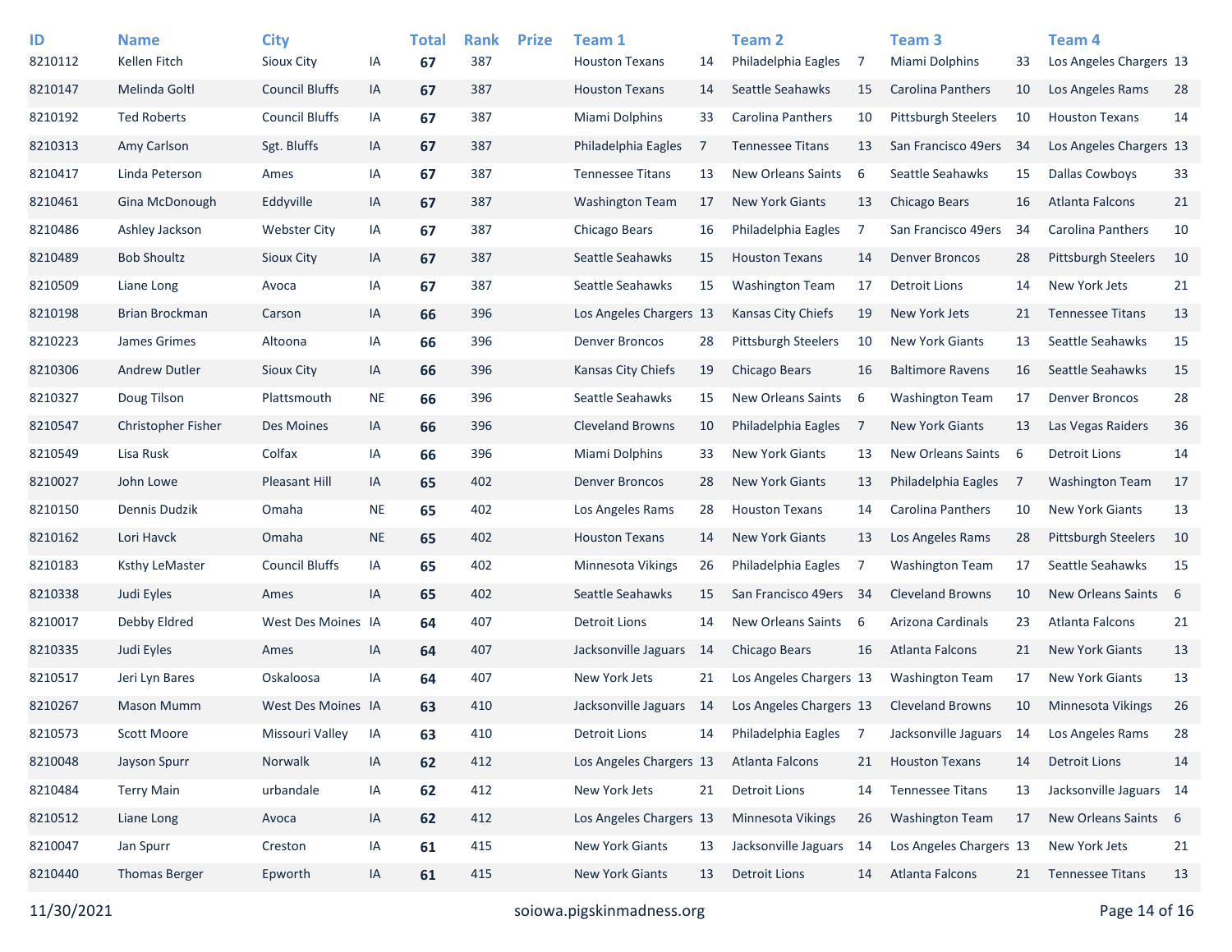| ID | Name | City | | Total | Rank | Prize | Team 1 | | Team 2 | | Team 3 | | Team 4 | |
|---|---|---|---|---|---|---|---|---|---|---|---|---|---|---|
| 8210112 | Kellen Fitch | Sioux City | IA | **67** | 387 | | Houston Texans | 14 | Philadelphia Eagles | 7 | Miami Dolphins | 33 | Los Angeles Chargers | 13 |
| 8210147 | Melinda Goltl | Council Bluffs | IA | **67** | 387 | | Houston Texans | 14 | Seattle Seahawks | 15 | Carolina Panthers | 10 | Los Angeles Rams | 28 |
| 8210192 | Ted Roberts | Council Bluffs | IA | **67** | 387 | | Miami Dolphins | 33 | Carolina Panthers | 10 | Pittsburgh Steelers | 10 | Houston Texans | 14 |
| 8210313 | Amy Carlson | Sgt. Bluffs | IA | **67** | 387 | | Philadelphia Eagles | 7 | Tennessee Titans | 13 | San Francisco 49ers | 34 | Los Angeles Chargers | 13 |
| 8210417 | Linda Peterson | Ames | IA | **67** | 387 | | Tennessee Titans | 13 | New Orleans Saints | 6 | Seattle Seahawks | 15 | Dallas Cowboys | 33 |
| 8210461 | Gina McDonough | Eddyville | IA | **67** | 387 | | Washington Team | 17 | New York Giants | 13 | Chicago Bears | 16 | Atlanta Falcons | 21 |
| 8210486 | Ashley Jackson | Webster City | IA | **67** | 387 | | Chicago Bears | 16 | Philadelphia Eagles | 7 | San Francisco 49ers | 34 | Carolina Panthers | 10 |
| 8210489 | Bob Shoultz | Sioux City | IA | **67** | 387 | | Seattle Seahawks | 15 | Houston Texans | 14 | Denver Broncos | 28 | Pittsburgh Steelers | 10 |
| 8210509 | Liane Long | Avoca | IA | **67** | 387 | | Seattle Seahawks | 15 | Washington Team | 17 | Detroit Lions | 14 | New York Jets | 21 |
| 8210198 | Brian Brockman | Carson | IA | **66** | 396 | | Los Angeles Chargers | 13 | Kansas City Chiefs | 19 | New York Jets | 21 | Tennessee Titans | 13 |
| 8210223 | James Grimes | Altoona | IA | **66** | 396 | | Denver Broncos | 28 | Pittsburgh Steelers | 10 | New York Giants | 13 | Seattle Seahawks | 15 |
| 8210306 | Andrew Dutler | Sioux City | IA | **66** | 396 | | Kansas City Chiefs | 19 | Chicago Bears | 16 | Baltimore Ravens | 16 | Seattle Seahawks | 15 |
| 8210327 | Doug Tilson | Plattsmouth | NE | **66** | 396 | | Seattle Seahawks | 15 | New Orleans Saints | 6 | Washington Team | 17 | Denver Broncos | 28 |
| 8210547 | Christopher Fisher | Des Moines | IA | **66** | 396 | | Cleveland Browns | 10 | Philadelphia Eagles | 7 | New York Giants | 13 | Las Vegas Raiders | 36 |
| 8210549 | Lisa Rusk | Colfax | IA | **66** | 396 | | Miami Dolphins | 33 | New York Giants | 13 | New Orleans Saints | 6 | Detroit Lions | 14 |
| 8210027 | John Lowe | Pleasant Hill | IA | **65** | 402 | | Denver Broncos | 28 | New York Giants | 13 | Philadelphia Eagles | 7 | Washington Team | 17 |
| 8210150 | Dennis Dudzik | Omaha | NE | **65** | 402 | | Los Angeles Rams | 28 | Houston Texans | 14 | Carolina Panthers | 10 | New York Giants | 13 |
| 8210162 | Lori Havck | Omaha | NE | **65** | 402 | | Houston Texans | 14 | New York Giants | 13 | Los Angeles Rams | 28 | Pittsburgh Steelers | 10 |
| 8210183 | Ksthy LeMaster | Council Bluffs | IA | **65** | 402 | | Minnesota Vikings | 26 | Philadelphia Eagles | 7 | Washington Team | 17 | Seattle Seahawks | 15 |
| 8210338 | Judi Eyles | Ames | IA | **65** | 402 | | Seattle Seahawks | 15 | San Francisco 49ers | 34 | Cleveland Browns | 10 | New Orleans Saints | 6 |
| 8210017 | Debby Eldred | West Des Moines | IA | **64** | 407 | | Detroit Lions | 14 | New Orleans Saints | 6 | Arizona Cardinals | 23 | Atlanta Falcons | 21 |
| 8210335 | Judi Eyles | Ames | IA | **64** | 407 | | Jacksonville Jaguars | 14 | Chicago Bears | 16 | Atlanta Falcons | 21 | New York Giants | 13 |
| 8210517 | Jeri Lyn Bares | Oskaloosa | IA | **64** | 407 | | New York Jets | 21 | Los Angeles Chargers | 13 | Washington Team | 17 | New York Giants | 13 |
| 8210267 | Mason Mumm | West Des Moines | IA | **63** | 410 | | Jacksonville Jaguars | 14 | Los Angeles Chargers | 13 | Cleveland Browns | 10 | Minnesota Vikings | 26 |
| 8210573 | Scott Moore | Missouri Valley | IA | **63** | 410 | | Detroit Lions | 14 | Philadelphia Eagles | 7 | Jacksonville Jaguars | 14 | Los Angeles Rams | 28 |
| 8210048 | Jayson Spurr | Norwalk | IA | **62** | 412 | | Los Angeles Chargers | 13 | Atlanta Falcons | 21 | Houston Texans | 14 | Detroit Lions | 14 |
| 8210484 | Terry Main | urbandale | IA | **62** | 412 | | New York Jets | 21 | Detroit Lions | 14 | Tennessee Titans | 13 | Jacksonville Jaguars | 14 |
| 8210512 | Liane Long | Avoca | IA | **62** | 412 | | Los Angeles Chargers | 13 | Minnesota Vikings | 26 | Washington Team | 17 | New Orleans Saints | 6 |
| 8210047 | Jan Spurr | Creston | IA | **61** | 415 | | New York Giants | 13 | Jacksonville Jaguars | 14 | Los Angeles Chargers | 13 | New York Jets | 21 |
| 8210440 | Thomas Berger | Epworth | IA | **61** | 415 | | New York Giants | 13 | Detroit Lions | 14 | Atlanta Falcons | 21 | Tennessee Titans | 13 |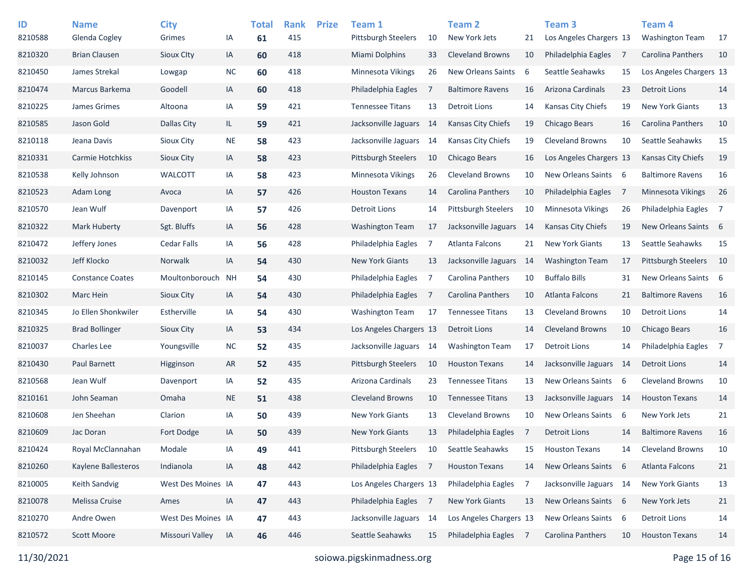| ID | Name | City | | Total | Rank | Prize | Team 1 | | Team 2 | | Team 3 | | Team 4 | |
|---|---|---|---|---|---|---|---|---|---|---|---|---|---|---|
| 8210588 | Glenda Cogley | Grimes | IA | **61** | 415 | | Pittsburgh Steelers | 10 | New York Jets | 21 | Los Angeles Chargers | 13 | Washington Team | 17 |
| 8210320 | Brian Clausen | Sioux CIty | IA | **60** | 418 | | Miami Dolphins | 33 | Cleveland Browns | 10 | Philadelphia Eagles | 7 | Carolina Panthers | 10 |
| 8210450 | James Strekal | Lowgap | NC | **60** | 418 | | Minnesota Vikings | 26 | New Orleans Saints | 6 | Seattle Seahawks | 15 | Los Angeles Chargers | 13 |
| 8210474 | Marcus Barkema | Goodell | IA | **60** | 418 | | Philadelphia Eagles | 7 | Baltimore Ravens | 16 | Arizona Cardinals | 23 | Detroit Lions | 14 |
| 8210225 | James Grimes | Altoona | IA | **59** | 421 | | Tennessee Titans | 13 | Detroit Lions | 14 | Kansas City Chiefs | 19 | New York Giants | 13 |
| 8210585 | Jason Gold | Dallas City | IL | **59** | 421 | | Jacksonville Jaguars | 14 | Kansas City Chiefs | 19 | Chicago Bears | 16 | Carolina Panthers | 10 |
| 8210118 | Jeana Davis | Sioux City | NE | **58** | 423 | | Jacksonville Jaguars | 14 | Kansas City Chiefs | 19 | Cleveland Browns | 10 | Seattle Seahawks | 15 |
| 8210331 | Carmie Hotchkiss | Sioux City | IA | **58** | 423 | | Pittsburgh Steelers | 10 | Chicago Bears | 16 | Los Angeles Chargers | 13 | Kansas City Chiefs | 19 |
| 8210538 | Kelly Johnson | WALCOTT | IA | **58** | 423 | | Minnesota Vikings | 26 | Cleveland Browns | 10 | New Orleans Saints | 6 | Baltimore Ravens | 16 |
| 8210523 | Adam Long | Avoca | IA | **57** | 426 | | Houston Texans | 14 | Carolina Panthers | 10 | Philadelphia Eagles | 7 | Minnesota Vikings | 26 |
| 8210570 | Jean Wulf | Davenport | IA | **57** | 426 | | Detroit Lions | 14 | Pittsburgh Steelers | 10 | Minnesota Vikings | 26 | Philadelphia Eagles | 7 |
| 8210322 | Mark Huberty | Sgt. Bluffs | IA | **56** | 428 | | Washington Team | 17 | Jacksonville Jaguars | 14 | Kansas City Chiefs | 19 | New Orleans Saints | 6 |
| 8210472 | Jeffery Jones | Cedar Falls | IA | **56** | 428 | | Philadelphia Eagles | 7 | Atlanta Falcons | 21 | New York Giants | 13 | Seattle Seahawks | 15 |
| 8210032 | Jeff Klocko | Norwalk | IA | **54** | 430 | | New York Giants | 13 | Jacksonville Jaguars | 14 | Washington Team | 17 | Pittsburgh Steelers | 10 |
| 8210145 | Constance Coates | Moultonborough | NH | **54** | 430 | | Philadelphia Eagles | 7 | Carolina Panthers | 10 | Buffalo Bills | 31 | New Orleans Saints | 6 |
| 8210302 | Marc Hein | Sioux City | IA | **54** | 430 | | Philadelphia Eagles | 7 | Carolina Panthers | 10 | Atlanta Falcons | 21 | Baltimore Ravens | 16 |
| 8210345 | Jo Ellen Shonkwiler | Estherville | IA | **54** | 430 | | Washington Team | 17 | Tennessee Titans | 13 | Cleveland Browns | 10 | Detroit Lions | 14 |
| 8210325 | Brad Bollinger | Sioux City | IA | **53** | 434 | | Los Angeles Chargers | 13 | Detroit Lions | 14 | Cleveland Browns | 10 | Chicago Bears | 16 |
| 8210037 | Charles Lee | Youngsville | NC | **52** | 435 | | Jacksonville Jaguars | 14 | Washington Team | 17 | Detroit Lions | 14 | Philadelphia Eagles | 7 |
| 8210430 | Paul Barnett | Higginson | AR | **52** | 435 | | Pittsburgh Steelers | 10 | Houston Texans | 14 | Jacksonville Jaguars | 14 | Detroit Lions | 14 |
| 8210568 | Jean Wulf | Davenport | IA | **52** | 435 | | Arizona Cardinals | 23 | Tennessee Titans | 13 | New Orleans Saints | 6 | Cleveland Browns | 10 |
| 8210161 | John Seaman | Omaha | NE | **51** | 438 | | Cleveland Browns | 10 | Tennessee Titans | 13 | Jacksonville Jaguars | 14 | Houston Texans | 14 |
| 8210608 | Jen Sheehan | Clarion | IA | **50** | 439 | | New York Giants | 13 | Cleveland Browns | 10 | New Orleans Saints | 6 | New York Jets | 21 |
| 8210609 | Jac Doran | Fort Dodge | IA | **50** | 439 | | New York Giants | 13 | Philadelphia Eagles | 7 | Detroit Lions | 14 | Baltimore Ravens | 16 |
| 8210424 | Royal McClannahan | Modale | IA | **49** | 441 | | Pittsburgh Steelers | 10 | Seattle Seahawks | 15 | Houston Texans | 14 | Cleveland Browns | 10 |
| 8210260 | Kaylene Ballesteros | Indianola | IA | **48** | 442 | | Philadelphia Eagles | 7 | Houston Texans | 14 | New Orleans Saints | 6 | Atlanta Falcons | 21 |
| 8210005 | Keith Sandvig | West Des Moines | IA | **47** | 443 | | Los Angeles Chargers | 13 | Philadelphia Eagles | 7 | Jacksonville Jaguars | 14 | New York Giants | 13 |
| 8210078 | Melissa Cruise | Ames | IA | **47** | 443 | | Philadelphia Eagles | 7 | New York Giants | 13 | New Orleans Saints | 6 | New York Jets | 21 |
| 8210270 | Andre Owen | West Des Moines | IA | **47** | 443 | | Jacksonville Jaguars | 14 | Los Angeles Chargers | 13 | New Orleans Saints | 6 | Detroit Lions | 14 |
| 8210572 | Scott Moore | Missouri Valley | IA | **46** | 446 | | Seattle Seahawks | 15 | Philadelphia Eagles | 7 | Carolina Panthers | 10 | Houston Texans | 14 |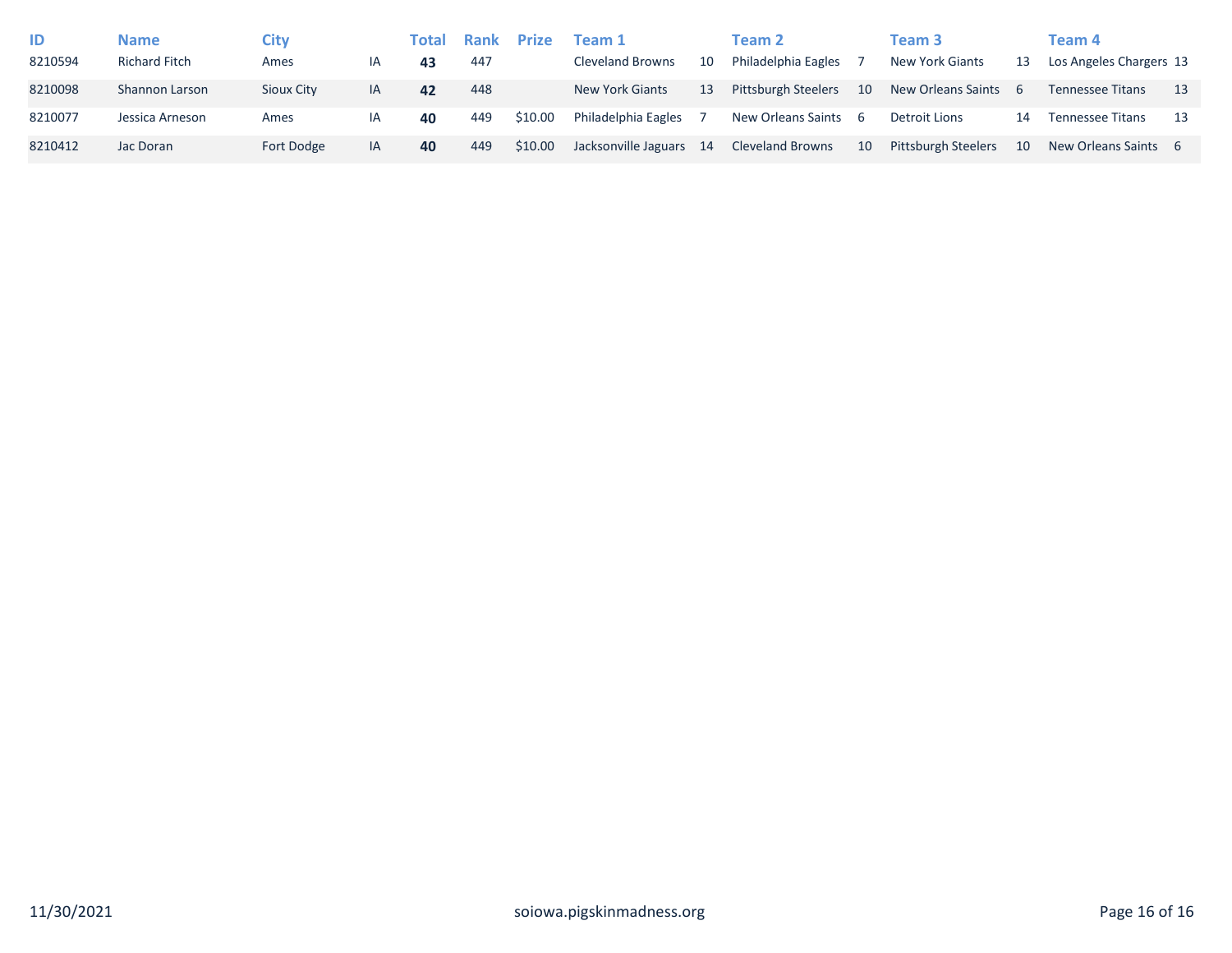| ID | Name | City | | Total | Rank | Prize | Team 1 | | Team 2 | | Team 3 | | Team 4 | |
|---|---|---|---|---|---|---|---|---|---|---|---|---|---|---|
| 8210594 | Richard Fitch | Ames | IA | **43** | 447 | | Cleveland Browns | 10 | Philadelphia Eagles | 7 | New York Giants | 13 | Los Angeles Chargers | 13 |
| 8210098 | Shannon Larson | Sioux City | IA | **42** | 448 | | New York Giants | 13 | Pittsburgh Steelers | 10 | New Orleans Saints | 6 | Tennessee Titans | 13 |
| 8210077 | Jessica Arneson | Ames | IA | **40** | 449 | $10.00 | Philadelphia Eagles | 7 | New Orleans Saints | 6 | Detroit Lions | 14 | Tennessee Titans | 13 |
| 8210412 | Jac Doran | Fort Dodge | IA | **40** | 449 | $10.00 | Jacksonville Jaguars | 14 | Cleveland Browns | 10 | Pittsburgh Steelers | 10 | New Orleans Saints | 6 |